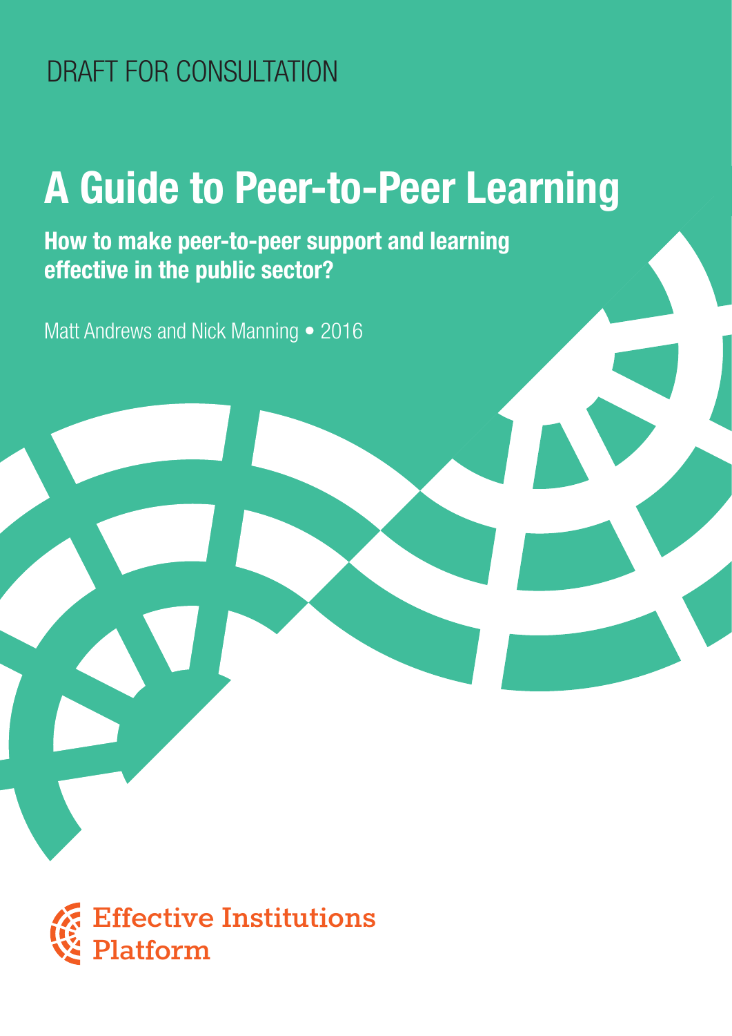DRAFT FOR CONSULTATION

# A Guide to Peer-to-Peer Learning

**How to make peer-to-peer support and learning effective in the public sector?**

Matt Andrews and Nick Manning • 2016

Effective Institutions Platform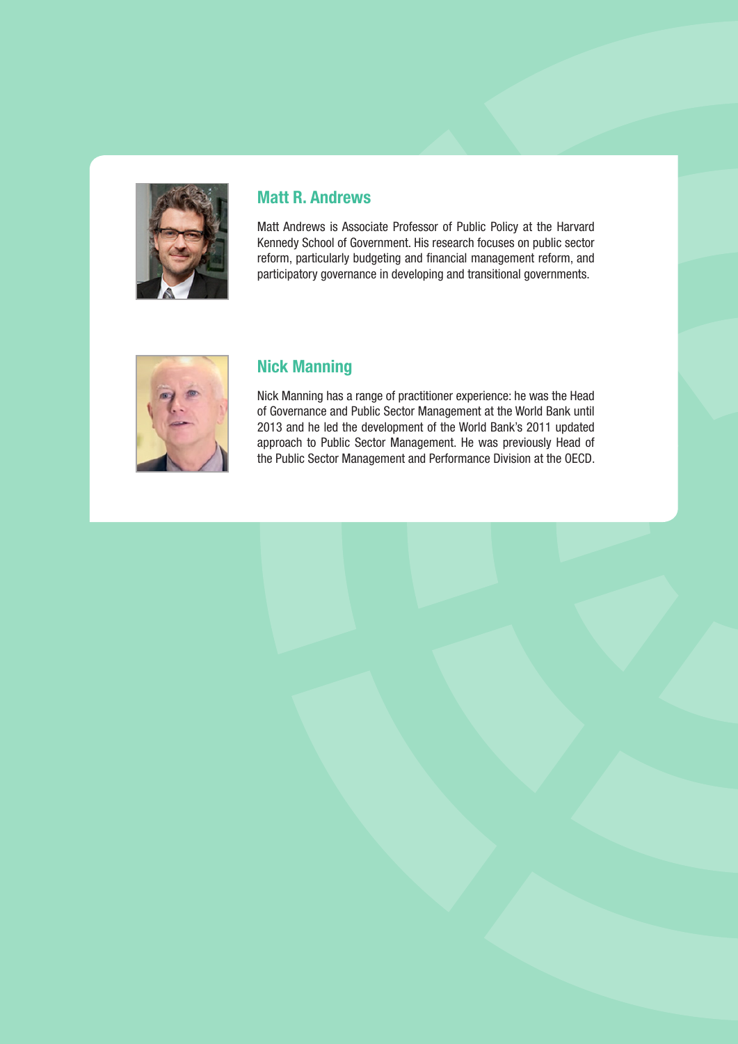## Matt R. Andrews

Matt Andrews is Associate Professor of Public Policy at the Harvard Kennedy School of Government. His research focuses on public sector reform, particularly budgeting and financial management reform, and participatory governance in developing and transitional governments.

## Nick Manning

Nick Manning has a range of practitioner experience: he was the Head of Governance and Public Sector Management at the World Bank until 2013 and he led the development of the World Bank's 2011 updated approach to Public Sector Management. He was previously Head of the Public Sector Management and Performance Division at the OECD.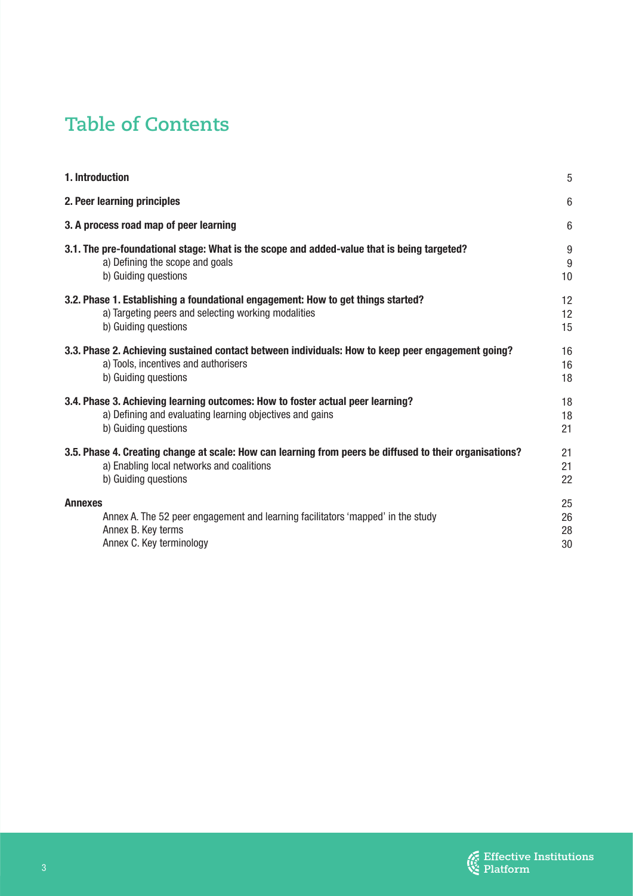# Table of Contents

| | |
|---|---|
| **1. Introduction** | 5 |
| **2. Peer learning principles** | 6 |
| **3. A process road map of peer learning** | 6 |
| **3.1. The pre-foundational stage: What is the scope and added-value that is being targeted?** | 9 |
| a) Defining the scope and goals | 9 |
| b) Guiding questions | 10 |
| **3.2. Phase 1. Establishing a foundational engagement: How to get things started?** | 12 |
| a) Targeting peers and selecting working modalities | 12 |
| b) Guiding questions | 15 |
| **3.3. Phase 2. Achieving sustained contact between individuals: How to keep peer engagement going?** | 16 |
| a) Tools, incentives and authorisers | 16 |
| b) Guiding questions | 18 |
| **3.4. Phase 3. Achieving learning outcomes: How to foster actual peer learning?** | 18 |
| a) Defining and evaluating learning objectives and gains | 18 |
| b) Guiding questions | 21 |
| **3.5. Phase 4. Creating change at scale: How can learning from peers be diffused to their organisations?** | 21 |
| a) Enabling local networks and coalitions | 21 |
| b) Guiding questions | 22 |
| **Annexes** | 25 |
| Annex A. The 52 peer engagement and learning facilitators 'mapped' in the study | 26 |
| Annex B. Key terms | 28 |
| Annex C. Key terminology | 30 |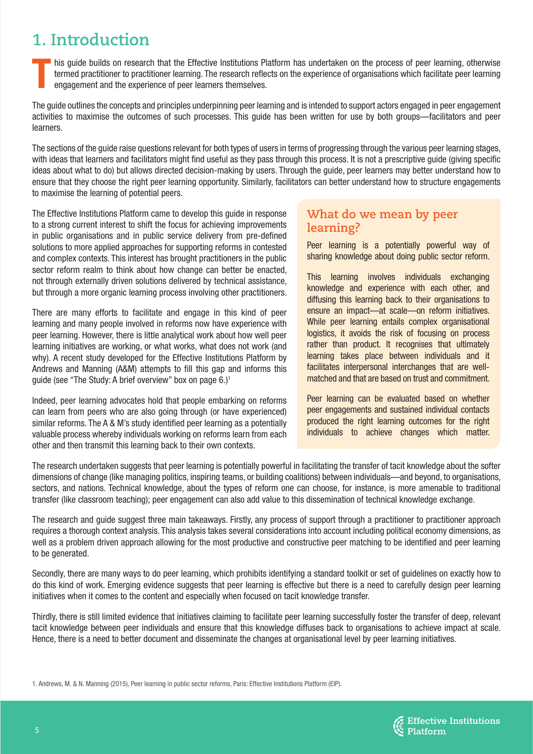# 1. Introduction

This guide builds on research that the Effective Institutions Platform has undertaken on the process of peer learning, otherwise termed practitioner to practitioner learning. The research reflects on the experience of organisations which facilitate peer learning engagement and the experience of peer learners themselves.

The guide outlines the concepts and principles underpinning peer learning and is intended to support actors engaged in peer engagement activities to maximise the outcomes of such processes. This guide has been written for use by both groups—facilitators and peer learners.

The sections of the guide raise questions relevant for both types of users in terms of progressing through the various peer learning stages, with ideas that learners and facilitators might find useful as they pass through this process. It is not a prescriptive guide (giving specific ideas about what to do) but allows directed decision-making by users. Through the guide, peer learners may better understand how to ensure that they choose the right peer learning opportunity. Similarly, facilitators can better understand how to structure engagements to maximise the learning of potential peers.

The Effective Institutions Platform came to develop this guide in response to a strong current interest to shift the focus for achieving improvements in public organisations and in public service delivery from pre-defined solutions to more applied approaches for supporting reforms in contested and complex contexts. This interest has brought practitioners in the public sector reform realm to think about how change can better be enacted, not through externally driven solutions delivered by technical assistance, but through a more organic learning process involving other practitioners.

There are many efforts to facilitate and engage in this kind of peer learning and many people involved in reforms now have experience with peer learning. However, there is little analytical work about how well peer learning initiatives are working, or what works, what does not work (and why). A recent study developed for the Effective Institutions Platform by Andrews and Manning (A&M) attempts to fill this gap and informs this guide (see "The Study: A brief overview" box on page 6.)[1]

Indeed, peer learning advocates hold that people embarking on reforms can learn from peers who are also going through (or have experienced) similar reforms. The A & M's study identified peer learning as a potentially valuable process whereby individuals working on reforms learn from each other and then transmit this learning back to their own contexts.

## What do we mean by peer learning?

Peer learning is a potentially powerful way of sharing knowledge about doing public sector reform.

This learning involves individuals exchanging knowledge and experience with each other, and diffusing this learning back to their organisations to ensure an impact—at scale—on reform initiatives. While peer learning entails complex organisational logistics, it avoids the risk of focusing on process rather than product. It recognises that ultimately learning takes place between individuals and it facilitates interpersonal interchanges that are well-matched and that are based on trust and commitment.

Peer learning can be evaluated based on whether peer engagements and sustained individual contacts produced the right learning outcomes for the right individuals to achieve changes which matter.

The research undertaken suggests that peer learning is potentially powerful in facilitating the transfer of tacit knowledge about the softer dimensions of change (like managing politics, inspiring teams, or building coalitions) between individuals—and beyond, to organisations, sectors, and nations. Technical knowledge, about the types of reform one can choose, for instance, is more amenable to traditional transfer (like classroom teaching); peer engagement can also add value to this dissemination of technical knowledge exchange.

The research and guide suggest three main takeaways. Firstly, any process of support through a practitioner to practitioner approach requires a thorough context analysis. This analysis takes several considerations into account including political economy dimensions, as well as a problem driven approach allowing for the most productive and constructive peer matching to be identified and peer learning to be generated.

Secondly, there are many ways to do peer learning, which prohibits identifying a standard toolkit or set of guidelines on exactly how to do this kind of work. Emerging evidence suggests that peer learning is effective but there is a need to carefully design peer learning initiatives when it comes to the content and especially when focused on tacit knowledge transfer.

Thirdly, there is still limited evidence that initiatives claiming to facilitate peer learning successfully foster the transfer of deep, relevant tacit knowledge between peer individuals and ensure that this knowledge diffuses back to organisations to achieve impact at scale. Hence, there is a need to better document and disseminate the changes at organisational level by peer learning initiatives.

1. Andrews, M. & N. Manning (2015), Peer learning in public sector reforms, Paris: Effective Institutions Platform (EIP).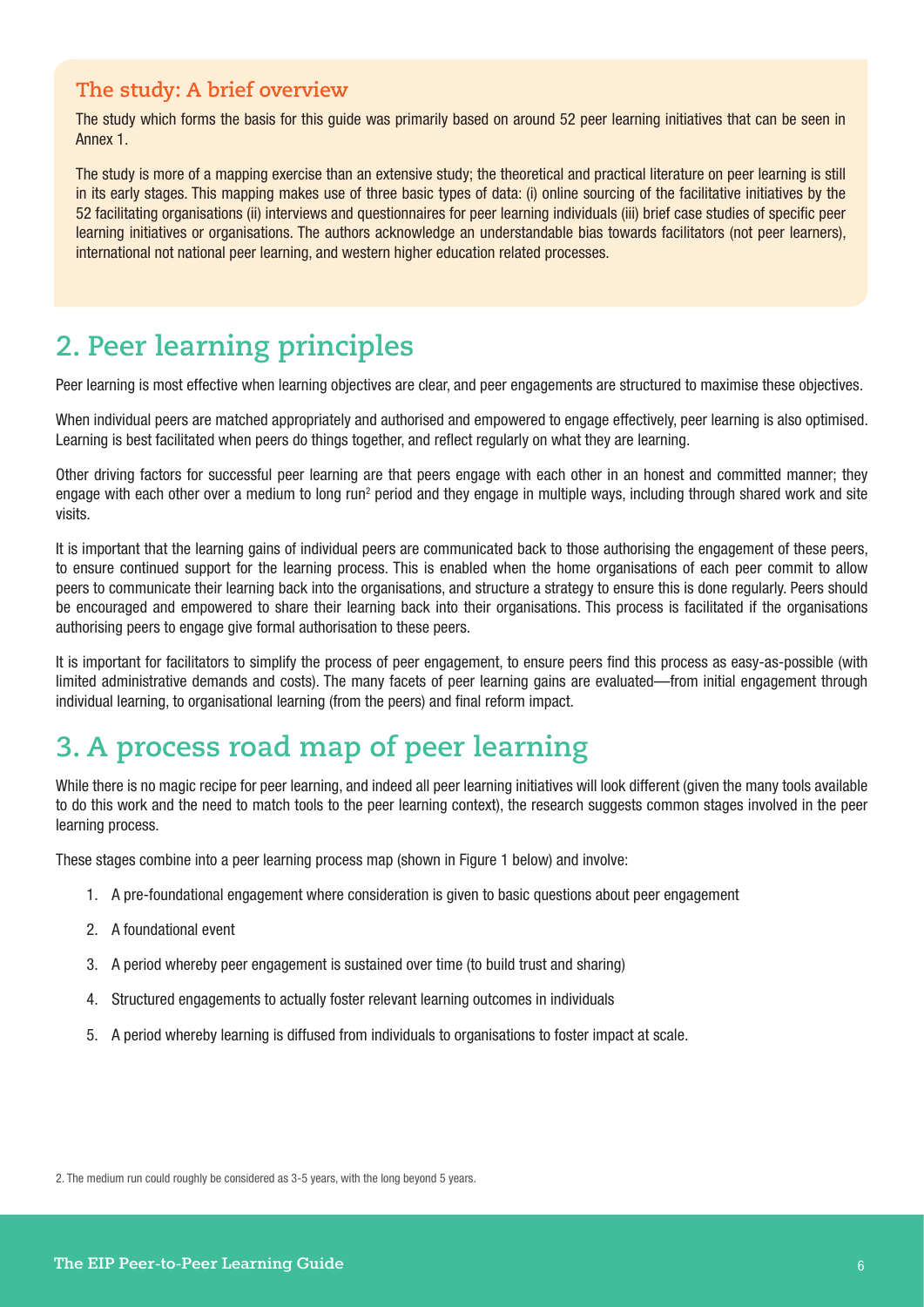### The study: A brief overview

The study which forms the basis for this guide was primarily based on around 52 peer learning initiatives that can be seen in Annex 1.

The study is more of a mapping exercise than an extensive study; the theoretical and practical literature on peer learning is still in its early stages. This mapping makes use of three basic types of data: (i) online sourcing of the facilitative initiatives by the 52 facilitating organisations (ii) interviews and questionnaires for peer learning individuals (iii) brief case studies of specific peer learning initiatives or organisations. The authors acknowledge an understandable bias towards facilitators (not peer learners), international not national peer learning, and western higher education related processes.

## 2. Peer learning principles

Peer learning is most effective when learning objectives are clear, and peer engagements are structured to maximise these objectives.

When individual peers are matched appropriately and authorised and empowered to engage effectively, peer learning is also optimised. Learning is best facilitated when peers do things together, and reflect regularly on what they are learning.

Other driving factors for successful peer learning are that peers engage with each other in an honest and committed manner; they engage with each other over a medium to long run[2] period and they engage in multiple ways, including through shared work and site visits.

It is important that the learning gains of individual peers are communicated back to those authorising the engagement of these peers, to ensure continued support for the learning process. This is enabled when the home organisations of each peer commit to allow peers to communicate their learning back into the organisations, and structure a strategy to ensure this is done regularly. Peers should be encouraged and empowered to share their learning back into their organisations. This process is facilitated if the organisations authorising peers to engage give formal authorisation to these peers.

It is important for facilitators to simplify the process of peer engagement, to ensure peers find this process as easy-as-possible (with limited administrative demands and costs). The many facets of peer learning gains are evaluated—from initial engagement through individual learning, to organisational learning (from the peers) and final reform impact.

## 3. A process road map of peer learning

While there is no magic recipe for peer learning, and indeed all peer learning initiatives will look different (given the many tools available to do this work and the need to match tools to the peer learning context), the research suggests common stages involved in the peer learning process.

These stages combine into a peer learning process map (shown in Figure 1 below) and involve:

1. A pre-foundational engagement where consideration is given to basic questions about peer engagement
2. A foundational event
3. A period whereby peer engagement is sustained over time (to build trust and sharing)
4. Structured engagements to actually foster relevant learning outcomes in individuals
5. A period whereby learning is diffused from individuals to organisations to foster impact at scale.

2. The medium run could roughly be considered as 3-5 years, with the long beyond 5 years.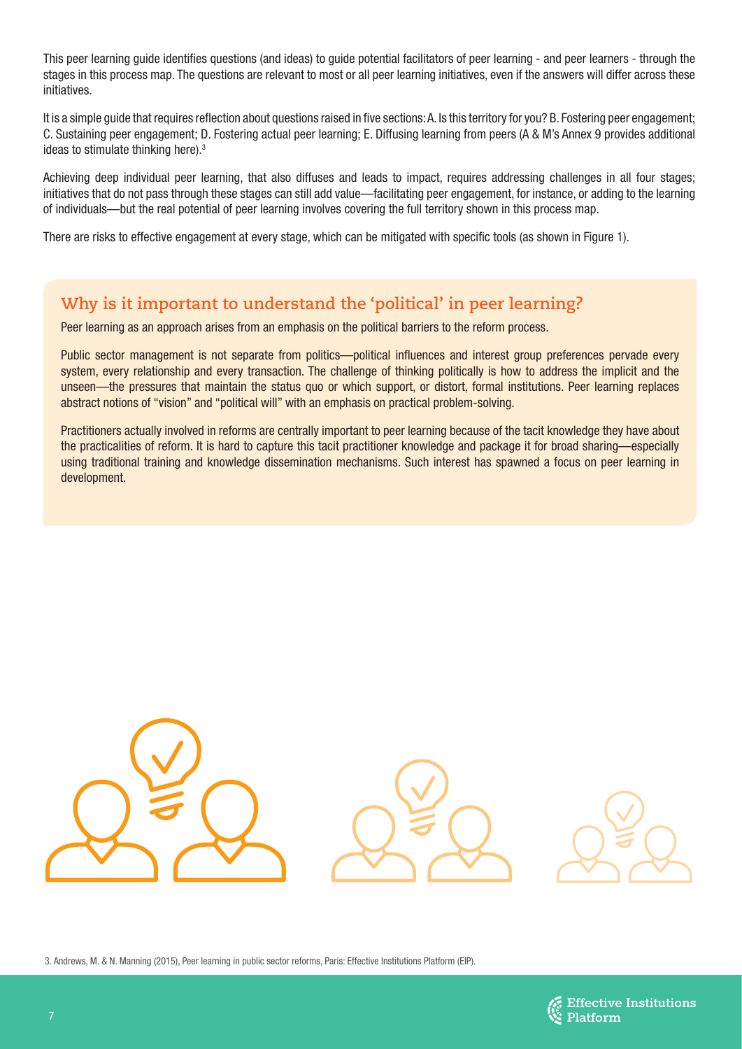This peer learning guide identifies questions (and ideas) to guide potential facilitators of peer learning - and peer learners - through the stages in this process map. The questions are relevant to most or all peer learning initiatives, even if the answers will differ across these initiatives.

It is a simple guide that requires reflection about questions raised in five sections: A. Is this territory for you? B. Fostering peer engagement; C. Sustaining peer engagement; D. Fostering actual peer learning; E. Diffusing learning from peers (A & M's Annex 9 provides additional ideas to stimulate thinking here).[3]

Achieving deep individual peer learning, that also diffuses and leads to impact, requires addressing challenges in all four stages; initiatives that do not pass through these stages can still add value—facilitating peer engagement, for instance, or adding to the learning of individuals—but the real potential of peer learning involves covering the full territory shown in this process map.

There are risks to effective engagement at every stage, which can be mitigated with specific tools (as shown in Figure 1).

## Why is it important to understand the 'political' in peer learning?

Peer learning as an approach arises from an emphasis on the political barriers to the reform process.

Public sector management is not separate from politics—political influences and interest group preferences pervade every system, every relationship and every transaction. The challenge of thinking politically is how to address the implicit and the unseen—the pressures that maintain the status quo or which support, or distort, formal institutions. Peer learning replaces abstract notions of "vision" and "political will" with an emphasis on practical problem-solving.

Practitioners actually involved in reforms are centrally important to peer learning because of the tacit knowledge they have about the practicalities of reform. It is hard to capture this tacit practitioner knowledge and package it for broad sharing—especially using traditional training and knowledge dissemination mechanisms. Such interest has spawned a focus on peer learning in development.

3. Andrews, M. & N. Manning (2015), Peer learning in public sector reforms, Paris: Effective Institutions Platform (EIP).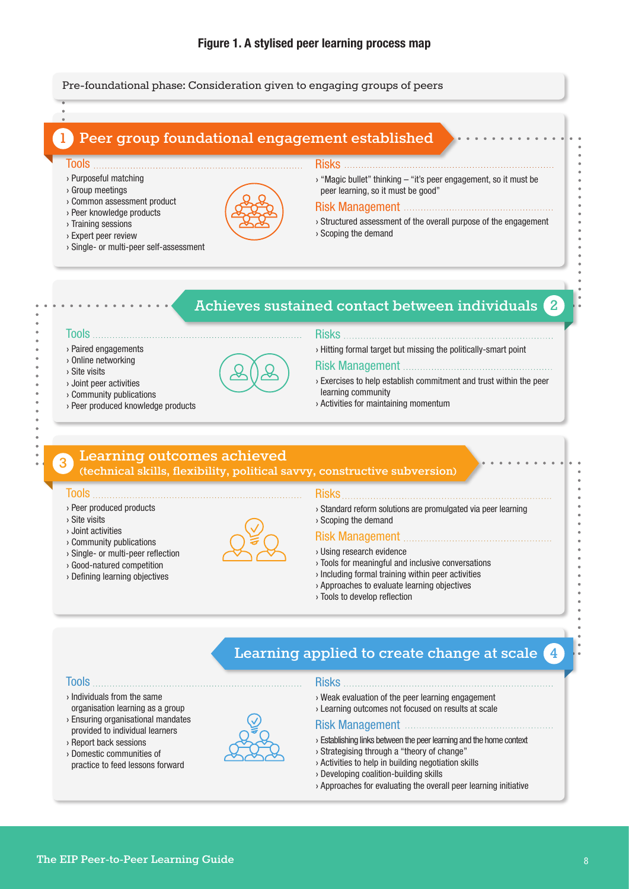**Figure 1. A stylised peer learning process map**

Pre-foundational phase: Consideration given to engaging groups of peers

## 1 Peer group foundational engagement established

**Tools**

- Purposeful matching
- Group meetings
- Common assessment product
- Peer knowledge products
- Training sessions
- Expert peer review
- Single- or multi-peer self-assessment

**Risks**

- "Magic bullet" thinking – "it's peer engagement, so it must be peer learning, so it must be good"

**Risk Management**

- Structured assessment of the overall purpose of the engagement
- Scoping the demand

## 2 Achieves sustained contact between individuals

**Tools**

- Paired engagements
- Online networking
- Site visits
- Joint peer activities
- Community publications
- Peer produced knowledge products

**Risks**

- Hitting formal target but missing the politically-smart point

**Risk Management**

- Exercises to help establish commitment and trust within the peer learning community
- Activities for maintaining momentum

## 3 Learning outcomes achieved (technical skills, flexibility, political savvy, constructive subversion)

**Tools**

- Peer produced products
- Site visits
- Joint activities
- Community publications
- Single- or multi-peer reflection
- Good-natured competition
- Defining learning objectives

**Risks**

- Standard reform solutions are promulgated via peer learning
- Scoping the demand

**Risk Management**

- Using research evidence
- Tools for meaningful and inclusive conversations
- Including formal training within peer activities
- Approaches to evaluate learning objectives
- Tools to develop reflection

## 4 Learning applied to create change at scale

**Tools**

- Individuals from the same organisation learning as a group
- Ensuring organisational mandates provided to individual learners
- Report back sessions
- Domestic communities of practice to feed lessons forward

**Risks**

- Weak evaluation of the peer learning engagement
- Learning outcomes not focused on results at scale

**Risk Management**

- Establishing links between the peer learning and the home context
- Strategising through a "theory of change"
- Activities to help in building negotiation skills
- Developing coalition-building skills
- Approaches for evaluating the overall peer learning initiative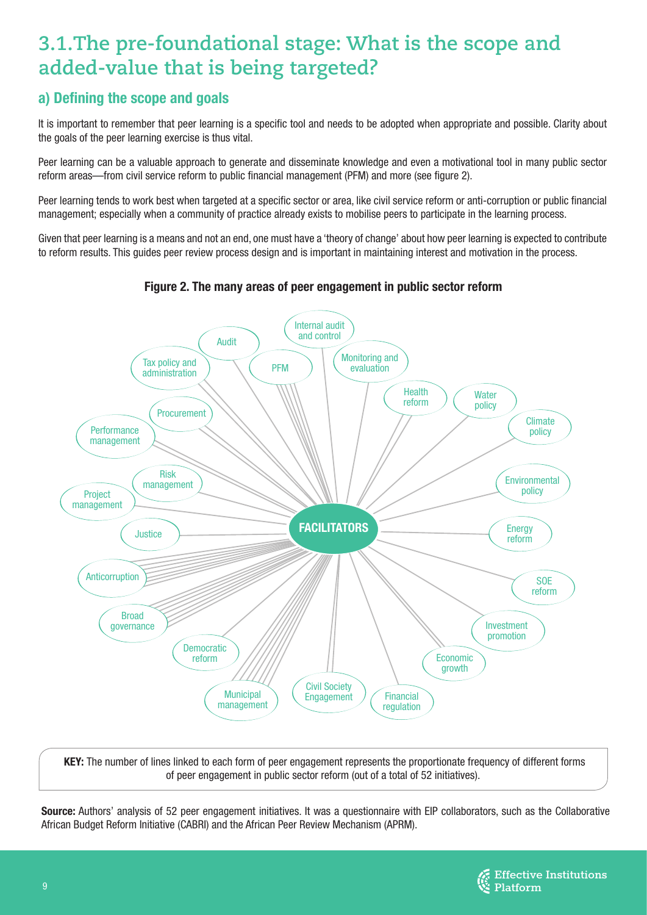# 3.1. The pre-foundational stage: What is the scope and added-value that is being targeted?

## a) Defining the scope and goals

It is important to remember that peer learning is a specific tool and needs to be adopted when appropriate and possible. Clarity about the goals of the peer learning exercise is thus vital.

Peer learning can be a valuable approach to generate and disseminate knowledge and even a motivational tool in many public sector reform areas—from civil service reform to public financial management (PFM) and more (see figure 2).

Peer learning tends to work best when targeted at a specific sector or area, like civil service reform or anti-corruption or public financial management; especially when a community of practice already exists to mobilise peers to participate in the learning process.

Given that peer learning is a means and not an end, one must have a 'theory of change' about how peer learning is expected to contribute to reform results. This guides peer review process design and is important in maintaining interest and motivation in the process.

**Figure 2. The many areas of peer engagement in public sector reform**

FACILITATORS

Internal audit and control; Monitoring and evaluation; Health reform; Water policy; Climate policy; Environmental policy; Energy reform; SOE reform; Investment promotion; Economic growth; Financial regulation; Civil Society Engagement; Municipal management; Democratic reform; Broad governance; Anticorruption; Justice; Project management; Risk management; Performance management; Procurement; Tax policy and administration; Audit; PFM

**KEY:** The number of lines linked to each form of peer engagement represents the proportionate frequency of different forms of peer engagement in public sector reform (out of a total of 52 initiatives).

**Source:** Authors' analysis of 52 peer engagement initiatives. It was a questionnaire with EIP collaborators, such as the Collaborative African Budget Reform Initiative (CABRI) and the African Peer Review Mechanism (APRM).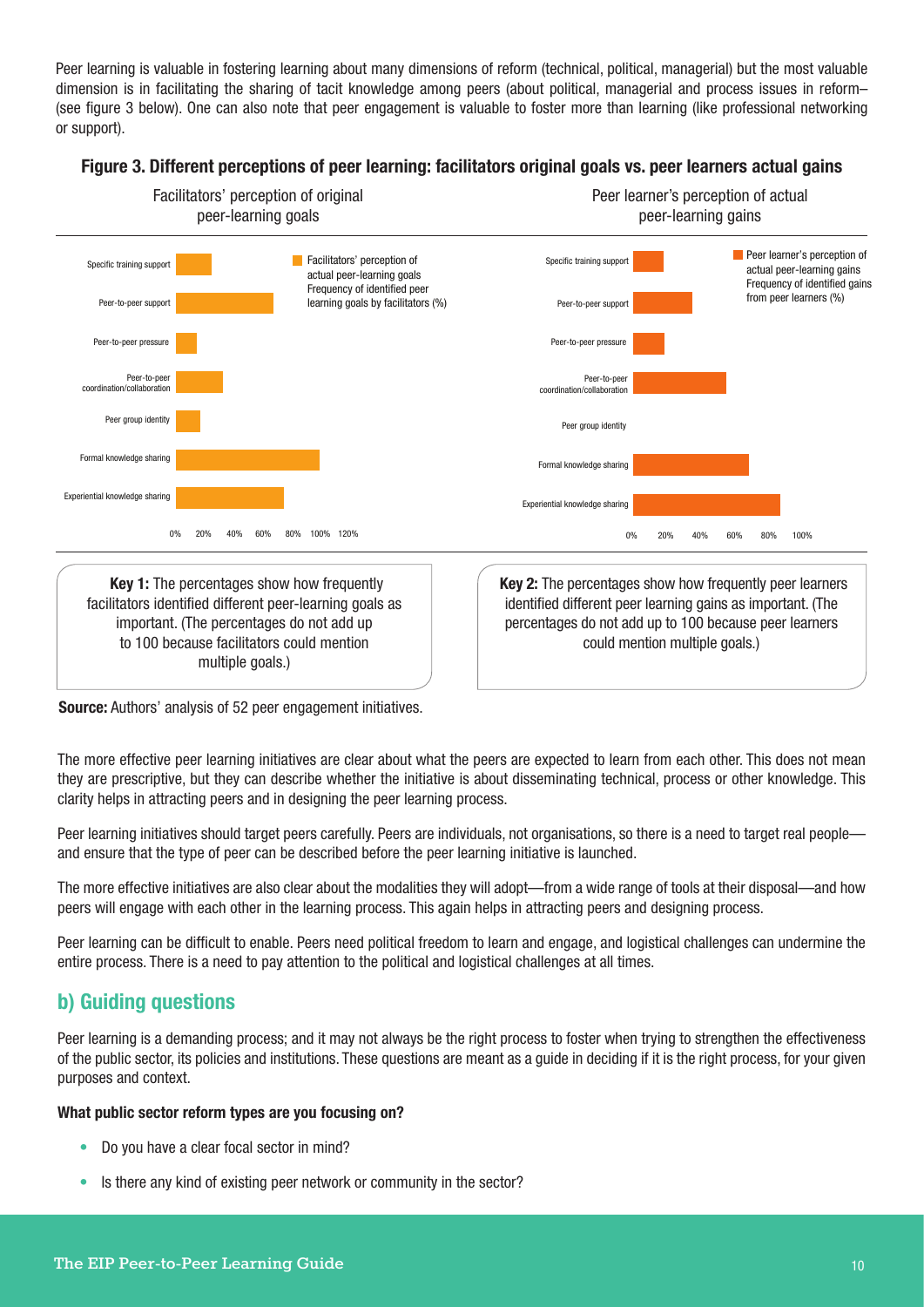Peer learning is valuable in fostering learning about many dimensions of reform (technical, political, managerial) but the most valuable dimension is in facilitating the sharing of tacit knowledge among peers (about political, managerial and process issues in reform– (see figure 3 below). One can also note that peer engagement is valuable to foster more than learning (like professional networking or support).

**Figure 3. Different perceptions of peer learning: facilitators original goals vs. peer learners actual gains**

Facilitators' perception of original peer-learning goals

Facilitators' perception of actual peer-learning goals Frequency of identified peer learning goals by facilitators (%)

Specific training support
Peer-to-peer support
Peer-to-peer pressure
Peer-to-peer coordination/collaboration
Peer group identity
Formal knowledge sharing
Experiential knowledge sharing

0% 20% 40% 60% 80% 100% 120%

Peer learner's perception of actual peer-learning gains

Peer learner's perception of actual peer-learning gains Frequency of identified gains from peer learners (%)

Specific training support
Peer-to-peer support
Peer-to-peer pressure
Peer-to-peer coordination/collaboration
Peer group identity
Formal knowledge sharing
Experiential knowledge sharing

0% 20% 40% 60% 80% 100%

**Key 1:** The percentages show how frequently facilitators identified different peer-learning goals as important. (The percentages do not add up to 100 because facilitators could mention multiple goals.)

**Key 2:** The percentages show how frequently peer learners identified different peer learning gains as important. (The percentages do not add up to 100 because peer learners could mention multiple goals.)

**Source:** Authors' analysis of 52 peer engagement initiatives.

The more effective peer learning initiatives are clear about what the peers are expected to learn from each other. This does not mean they are prescriptive, but they can describe whether the initiative is about disseminating technical, process or other knowledge. This clarity helps in attracting peers and in designing the peer learning process.

Peer learning initiatives should target peers carefully. Peers are individuals, not organisations, so there is a need to target real people—and ensure that the type of peer can be described before the peer learning initiative is launched.

The more effective initiatives are also clear about the modalities they will adopt—from a wide range of tools at their disposal—and how peers will engage with each other in the learning process. This again helps in attracting peers and designing process.

Peer learning can be difficult to enable. Peers need political freedom to learn and engage, and logistical challenges can undermine the entire process. There is a need to pay attention to the political and logistical challenges at all times.

## b) Guiding questions

Peer learning is a demanding process; and it may not always be the right process to foster when trying to strengthen the effectiveness of the public sector, its policies and institutions. These questions are meant as a guide in deciding if it is the right process, for your given purposes and context.

**What public sector reform types are you focusing on?**

- Do you have a clear focal sector in mind?
- Is there any kind of existing peer network or community in the sector?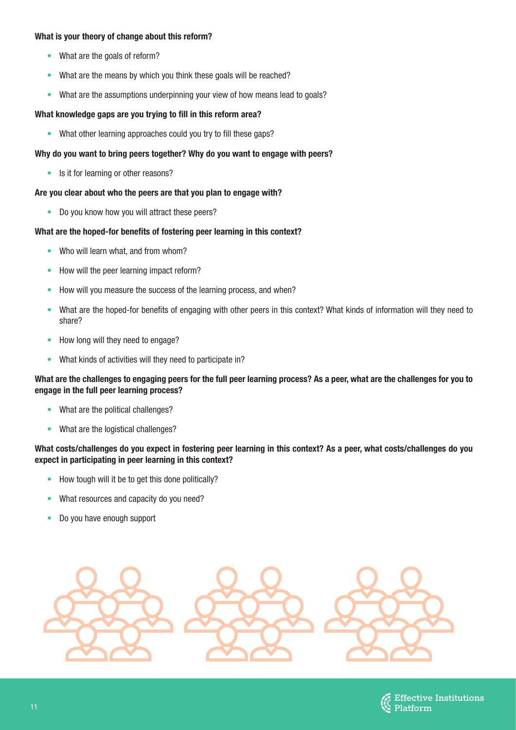**What is your theory of change about this reform?**

- What are the goals of reform?
- What are the means by which you think these goals will be reached?
- What are the assumptions underpinning your view of how means lead to goals?

**What knowledge gaps are you trying to fill in this reform area?**

- What other learning approaches could you try to fill these gaps?

**Why do you want to bring peers together? Why do you want to engage with peers?**

- Is it for learning or other reasons?

**Are you clear about who the peers are that you plan to engage with?**

- Do you know how you will attract these peers?

**What are the hoped-for benefits of fostering peer learning in this context?**

- Who will learn what, and from whom?
- How will the peer learning impact reform?
- How will you measure the success of the learning process, and when?
- What are the hoped-for benefits of engaging with other peers in this context? What kinds of information will they need to share?
- How long will they need to engage?
- What kinds of activities will they need to participate in?

**What are the challenges to engaging peers for the full peer learning process? As a peer, what are the challenges for you to engage in the full peer learning process?**

- What are the political challenges?
- What are the logistical challenges?

**What costs/challenges do you expect in fostering peer learning in this context? As a peer, what costs/challenges do you expect in participating in peer learning in this context?**

- How tough will it be to get this done politically?
- What resources and capacity do you need?
- Do you have enough support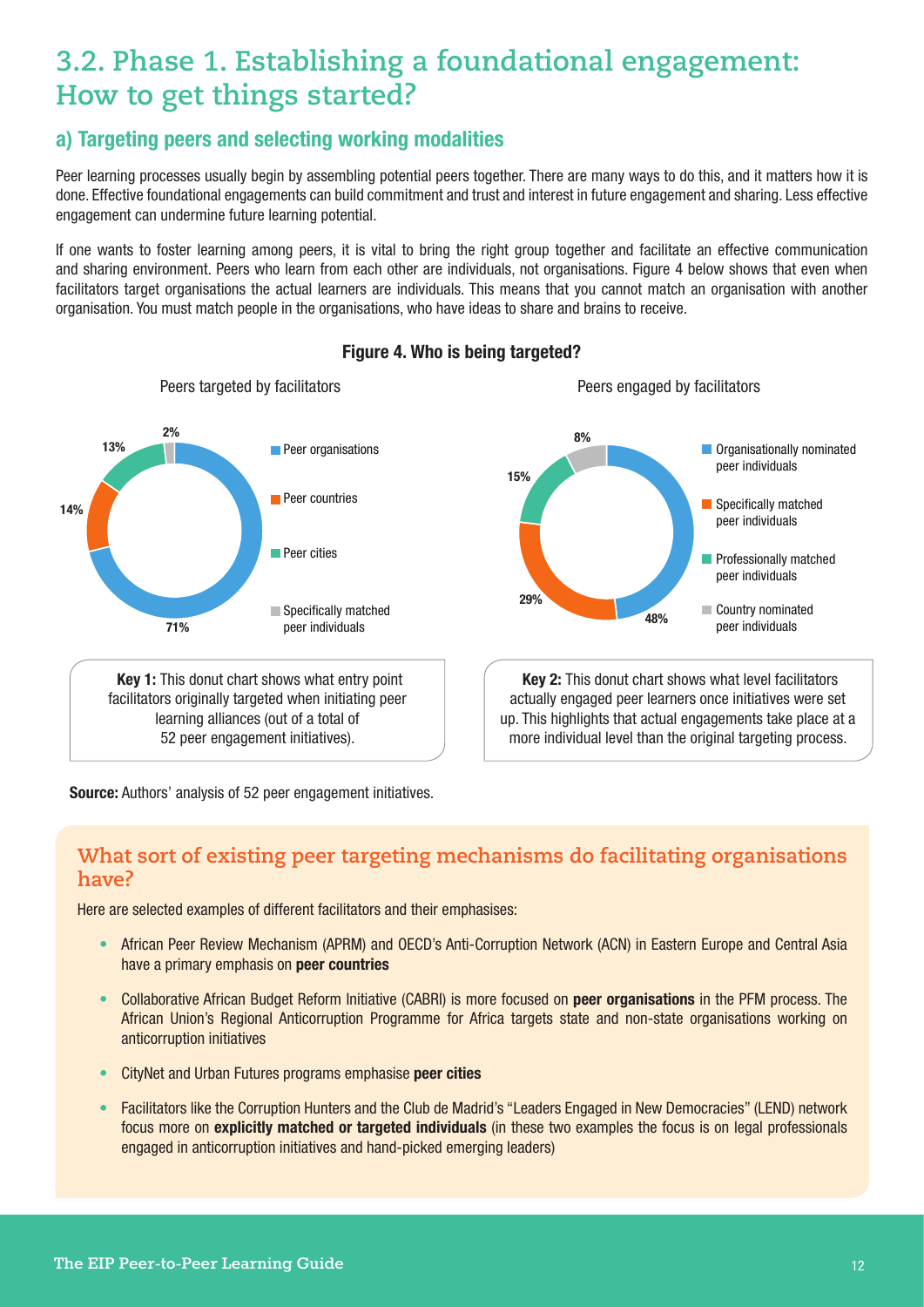## 3.2. Phase 1. Establishing a foundational engagement: How to get things started?

### a) Targeting peers and selecting working modalities

Peer learning processes usually begin by assembling potential peers together. There are many ways to do this, and it matters how it is done. Effective foundational engagements can build commitment and trust and interest in future engagement and sharing. Less effective engagement can undermine future learning potential.

If one wants to foster learning among peers, it is vital to bring the right group together and facilitate an effective communication and sharing environment. Peers who learn from each other are individuals, not organisations. Figure 4 below shows that even when facilitators target organisations the actual learners are individuals. This means that you cannot match an organisation with another organisation. You must match people in the organisations, who have ideas to share and brains to receive.

**Figure 4. Who is being targeted?**

Peers targeted by facilitators

- Peer organisations: 71%
- Peer countries: 14%
- Peer cities: 13%
- Specifically matched peer individuals: 2%

**Key 1:** This donut chart shows what entry point facilitators originally targeted when initiating peer learning alliances (out of a total of 52 peer engagement initiatives).

Peers engaged by facilitators

- Organisationally nominated peer individuals: 48%
- Specifically matched peer individuals: 29%
- Professionally matched peer individuals: 15%
- Country nominated peer individuals: 8%

**Key 2:** This donut chart shows what level facilitators actually engaged peer learners once initiatives were set up. This highlights that actual engagements take place at a more individual level than the original targeting process.

**Source:** Authors' analysis of 52 peer engagement initiatives.

### What sort of existing peer targeting mechanisms do facilitating organisations have?

Here are selected examples of different facilitators and their emphasises:

- African Peer Review Mechanism (APRM) and OECD's Anti-Corruption Network (ACN) in Eastern Europe and Central Asia have a primary emphasis on **peer countries**
- Collaborative African Budget Reform Initiative (CABRI) is more focused on **peer organisations** in the PFM process. The African Union's Regional Anticorruption Programme for Africa targets state and non-state organisations working on anticorruption initiatives
- CityNet and Urban Futures programs emphasise **peer cities**
- Facilitators like the Corruption Hunters and the Club de Madrid's "Leaders Engaged in New Democracies" (LEND) network focus more on **explicitly matched or targeted individuals** (in these two examples the focus is on legal professionals engaged in anticorruption initiatives and hand-picked emerging leaders)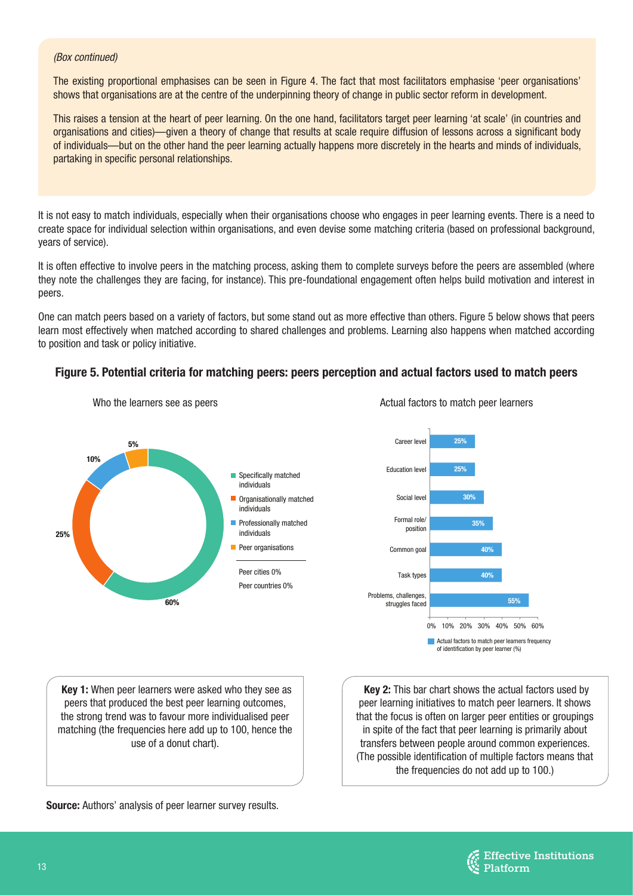*(Box continued)*

The existing proportional emphasises can be seen in Figure 4. The fact that most facilitators emphasise 'peer organisations' shows that organisations are at the centre of the underpinning theory of change in public sector reform in development.

This raises a tension at the heart of peer learning. On the one hand, facilitators target peer learning 'at scale' (in countries and organisations and cities)—given a theory of change that results at scale require diffusion of lessons across a significant body of individuals—but on the other hand the peer learning actually happens more discretely in the hearts and minds of individuals, partaking in specific personal relationships.

It is not easy to match individuals, especially when their organisations choose who engages in peer learning events. There is a need to create space for individual selection within organisations, and even devise some matching criteria (based on professional background, years of service).

It is often effective to involve peers in the matching process, asking them to complete surveys before the peers are assembled (where they note the challenges they are facing, for instance). This pre-foundational engagement often helps build motivation and interest in peers.

One can match peers based on a variety of factors, but some stand out as more effective than others. Figure 5 below shows that peers learn most effectively when matched according to shared challenges and problems. Learning also happens when matched according to position and task or policy initiative.

**Figure 5. Potential criteria for matching peers: peers perception and actual factors used to match peers**

Who the learners see as peers

| Category | % |
|---|---|
| Specifically matched individuals | 60% |
| Organisationally matched individuals | 25% |
| Professionally matched individuals | 10% |
| Peer organisations | 5% |
| Peer cities | 0% |
| Peer countries | 0% |

Actual factors to match peer learners

| Factor | Actual factors to match peer learners frequency of identification by peer learner (%) |
|---|---|
| Career level | 25% |
| Education level | 25% |
| Social level | 30% |
| Formal role/ position | 35% |
| Common goal | 40% |
| Task types | 40% |
| Problems, challenges, struggles faced | 55% |

**Key 1:** When peer learners were asked who they see as peers that produced the best peer learning outcomes, the strong trend was to favour more individualised peer matching (the frequencies here add up to 100, hence the use of a donut chart).

**Key 2:** This bar chart shows the actual factors used by peer learning initiatives to match peer learners. It shows that the focus is often on larger peer entities or groupings in spite of the fact that peer learning is primarily about transfers between people around common experiences. (The possible identification of multiple factors means that the frequencies do not add up to 100.)

**Source:** Authors' analysis of peer learner survey results.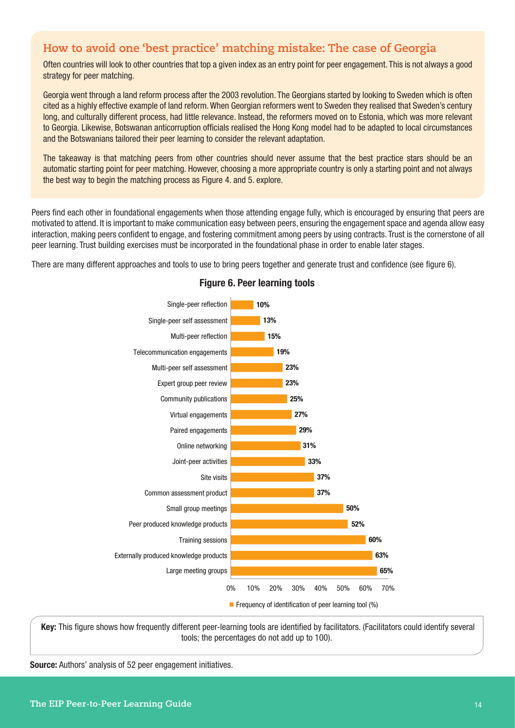## How to avoid one 'best practice' matching mistake: The case of Georgia

Often countries will look to other countries that top a given index as an entry point for peer engagement. This is not always a good strategy for peer matching.

Georgia went through a land reform process after the 2003 revolution. The Georgians started by looking to Sweden which is often cited as a highly effective example of land reform. When Georgian reformers went to Sweden they realised that Sweden's century long, and culturally different process, had little relevance. Instead, the reformers moved on to Estonia, which was more relevant to Georgia. Likewise, Botswanan anticorruption officials realised the Hong Kong model had to be adapted to local circumstances and the Botswanians tailored their peer learning to consider the relevant adaptation.

The takeaway is that matching peers from other countries should never assume that the best practice stars should be an automatic starting point for peer matching. However, choosing a more appropriate country is only a starting point and not always the best way to begin the matching process as Figure 4. and 5. explore.

Peers find each other in foundational engagements when those attending engage fully, which is encouraged by ensuring that peers are motivated to attend. It is important to make communication easy between peers, ensuring the engagement space and agenda allow easy interaction, making peers confident to engage, and fostering commitment among peers by using contracts. Trust is the cornerstone of all peer learning. Trust building exercises must be incorporated in the foundational phase in order to enable later stages.

There are many different approaches and tools to use to bring peers together and generate trust and confidence (see figure 6).

**Figure 6. Peer learning tools**

| Peer learning tool | Frequency of identification of peer learning tool (%) |
|---|---|
| Single-peer reflection | 10% |
| Single-peer self assessment | 13% |
| Multi-peer reflection | 15% |
| Telecommunication engagements | 19% |
| Multi-peer self assessment | 23% |
| Expert group peer review | 23% |
| Community publications | 25% |
| Virtual engagements | 27% |
| Paired engagements | 29% |
| Online networking | 31% |
| Joint-peer activities | 33% |
| Site visits | 37% |
| Common assessment product | 37% |
| Small group meetings | 50% |
| Peer produced knowledge products | 52% |
| Training sessions | 60% |
| Externally produced knowledge products | 63% |
| Large meeting groups | 65% |

**Key:** This figure shows how frequently different peer-learning tools are identified by facilitators. (Facilitators could identify several tools; the percentages do not add up to 100).

**Source:** Authors' analysis of 52 peer engagement initiatives.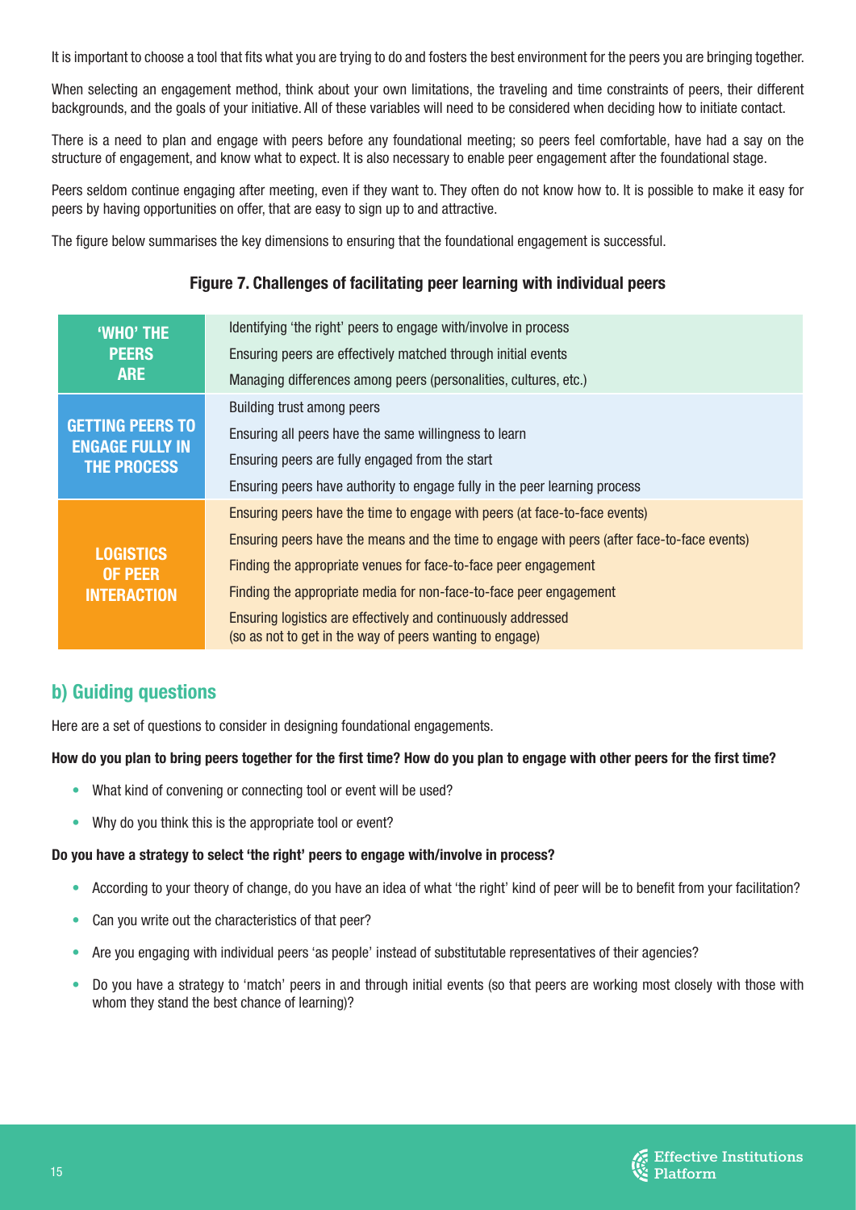It is important to choose a tool that fits what you are trying to do and fosters the best environment for the peers you are bringing together.

When selecting an engagement method, think about your own limitations, the traveling and time constraints of peers, their different backgrounds, and the goals of your initiative. All of these variables will need to be considered when deciding how to initiate contact.

There is a need to plan and engage with peers before any foundational meeting; so peers feel comfortable, have had a say on the structure of engagement, and know what to expect. It is also necessary to enable peer engagement after the foundational stage.

Peers seldom continue engaging after meeting, even if they want to. They often do not know how to. It is possible to make it easy for peers by having opportunities on offer, that are easy to sign up to and attractive.

The figure below summarises the key dimensions to ensuring that the foundational engagement is successful.

**Figure 7. Challenges of facilitating peer learning with individual peers**

| | |
|---|---|
| **'WHO' THE PEERS ARE** | Identifying 'the right' peers to engage with/involve in process |
| | Ensuring peers are effectively matched through initial events |
| | Managing differences among peers (personalities, cultures, etc.) |
| **GETTING PEERS TO ENGAGE FULLY IN THE PROCESS** | Building trust among peers |
| | Ensuring all peers have the same willingness to learn |
| | Ensuring peers are fully engaged from the start |
| | Ensuring peers have authority to engage fully in the peer learning process |
| **LOGISTICS OF PEER INTERACTION** | Ensuring peers have the time to engage with peers (at face-to-face events) |
| | Ensuring peers have the means and the time to engage with peers (after face-to-face events) |
| | Finding the appropriate venues for face-to-face peer engagement |
| | Finding the appropriate media for non-face-to-face peer engagement |
| | Ensuring logistics are effectively and continuously addressed (so as not to get in the way of peers wanting to engage) |

## b) Guiding questions

Here are a set of questions to consider in designing foundational engagements.

**How do you plan to bring peers together for the first time? How do you plan to engage with other peers for the first time?**

- What kind of convening or connecting tool or event will be used?
- Why do you think this is the appropriate tool or event?

**Do you have a strategy to select 'the right' peers to engage with/involve in process?**

- According to your theory of change, do you have an idea of what 'the right' kind of peer will be to benefit from your facilitation?
- Can you write out the characteristics of that peer?
- Are you engaging with individual peers 'as people' instead of substitutable representatives of their agencies?
- Do you have a strategy to 'match' peers in and through initial events (so that peers are working most closely with those with whom they stand the best chance of learning)?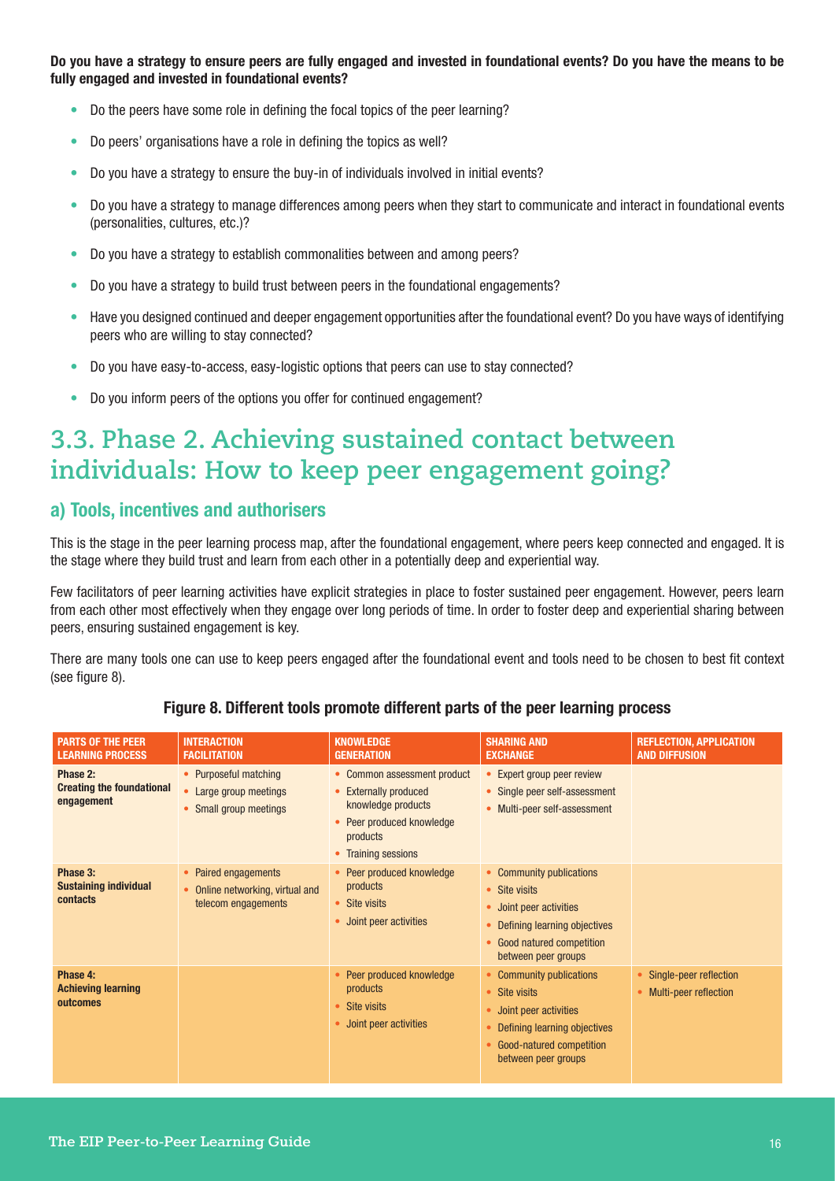**Do you have a strategy to ensure peers are fully engaged and invested in foundational events? Do you have the means to be fully engaged and invested in foundational events?**

- Do the peers have some role in defining the focal topics of the peer learning?
- Do peers' organisations have a role in defining the topics as well?
- Do you have a strategy to ensure the buy-in of individuals involved in initial events?
- Do you have a strategy to manage differences among peers when they start to communicate and interact in foundational events (personalities, cultures, etc.)?
- Do you have a strategy to establish commonalities between and among peers?
- Do you have a strategy to build trust between peers in the foundational engagements?
- Have you designed continued and deeper engagement opportunities after the foundational event? Do you have ways of identifying peers who are willing to stay connected?
- Do you have easy-to-access, easy-logistic options that peers can use to stay connected?
- Do you inform peers of the options you offer for continued engagement?

## 3.3. Phase 2. Achieving sustained contact between individuals: How to keep peer engagement going?

### a) Tools, incentives and authorisers

This is the stage in the peer learning process map, after the foundational engagement, where peers keep connected and engaged. It is the stage where they build trust and learn from each other in a potentially deep and experiential way.

Few facilitators of peer learning activities have explicit strategies in place to foster sustained peer engagement. However, peers learn from each other most effectively when they engage over long periods of time. In order to foster deep and experiential sharing between peers, ensuring sustained engagement is key.

There are many tools one can use to keep peers engaged after the foundational event and tools need to be chosen to best fit context (see figure 8).

**Figure 8. Different tools promote different parts of the peer learning process**

| PARTS OF THE PEER LEARNING PROCESS | INTERACTION FACILITATION | KNOWLEDGE GENERATION | SHARING AND EXCHANGE | REFLECTION, APPLICATION AND DIFFUSION |
|---|---|---|---|---|
| **Phase 2: Creating the foundational engagement** | • Purposeful matching<br>• Large group meetings<br>• Small group meetings | • Common assessment product<br>• Externally produced knowledge products<br>• Peer produced knowledge products<br>• Training sessions | • Expert group peer review<br>• Single peer self-assessment<br>• Multi-peer self-assessment | |
| **Phase 3: Sustaining individual contacts** | • Paired engagements<br>• Online networking, virtual and telecom engagements | • Peer produced knowledge products<br>• Site visits<br>• Joint peer activities | • Community publications<br>• Site visits<br>• Joint peer activities<br>• Defining learning objectives<br>• Good natured competition between peer groups | |
| **Phase 4: Achieving learning outcomes** | | • Peer produced knowledge products<br>• Site visits<br>• Joint peer activities | • Community publications<br>• Site visits<br>• Joint peer activities<br>• Defining learning objectives<br>• Good-natured competition between peer groups | • Single-peer reflection<br>• Multi-peer reflection |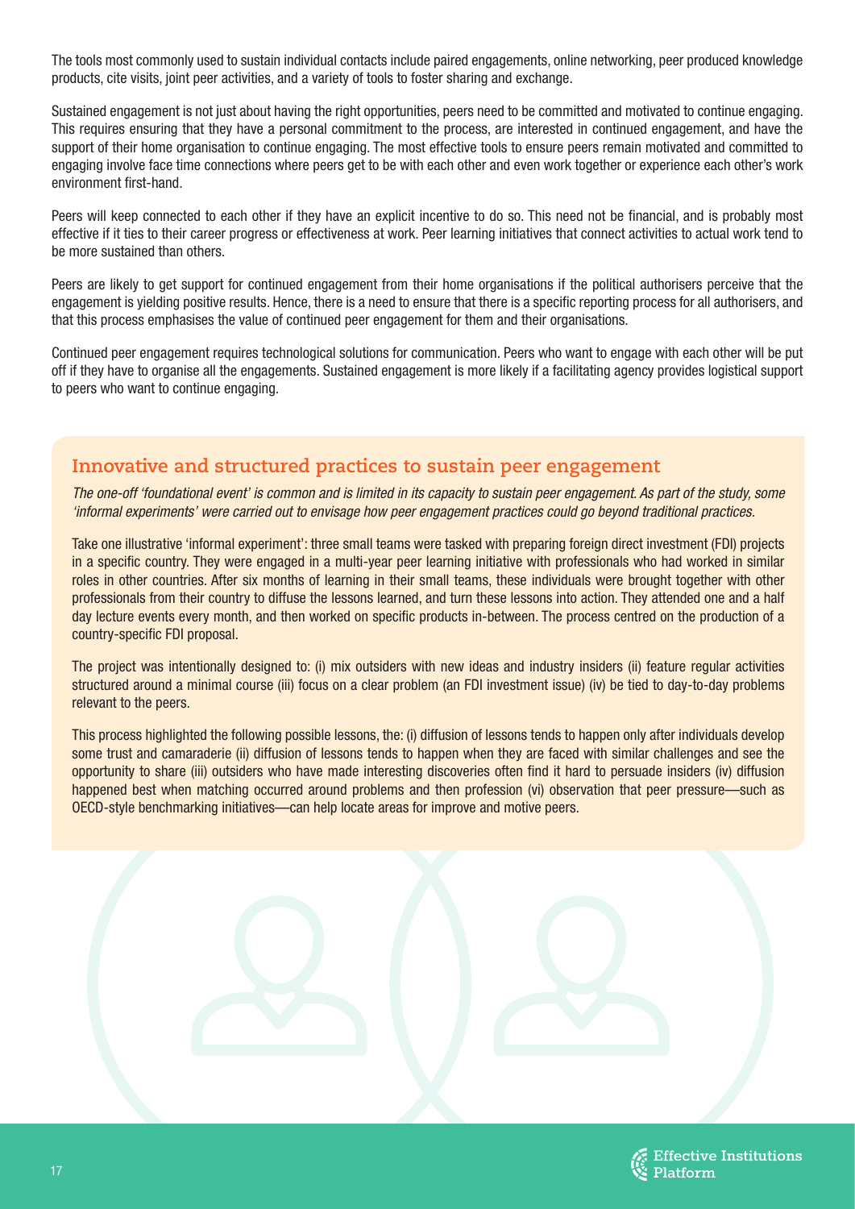The tools most commonly used to sustain individual contacts include paired engagements, online networking, peer produced knowledge products, cite visits, joint peer activities, and a variety of tools to foster sharing and exchange.

Sustained engagement is not just about having the right opportunities, peers need to be committed and motivated to continue engaging. This requires ensuring that they have a personal commitment to the process, are interested in continued engagement, and have the support of their home organisation to continue engaging. The most effective tools to ensure peers remain motivated and committed to engaging involve face time connections where peers get to be with each other and even work together or experience each other's work environment first-hand.

Peers will keep connected to each other if they have an explicit incentive to do so. This need not be financial, and is probably most effective if it ties to their career progress or effectiveness at work. Peer learning initiatives that connect activities to actual work tend to be more sustained than others.

Peers are likely to get support for continued engagement from their home organisations if the political authorisers perceive that the engagement is yielding positive results. Hence, there is a need to ensure that there is a specific reporting process for all authorisers, and that this process emphasises the value of continued peer engagement for them and their organisations.

Continued peer engagement requires technological solutions for communication. Peers who want to engage with each other will be put off if they have to organise all the engagements. Sustained engagement is more likely if a facilitating agency provides logistical support to peers who want to continue engaging.

## Innovative and structured practices to sustain peer engagement

*The one-off 'foundational event' is common and is limited in its capacity to sustain peer engagement. As part of the study, some 'informal experiments' were carried out to envisage how peer engagement practices could go beyond traditional practices.*

Take one illustrative 'informal experiment': three small teams were tasked with preparing foreign direct investment (FDI) projects in a specific country. They were engaged in a multi-year peer learning initiative with professionals who had worked in similar roles in other countries. After six months of learning in their small teams, these individuals were brought together with other professionals from their country to diffuse the lessons learned, and turn these lessons into action. They attended one and a half day lecture events every month, and then worked on specific products in-between. The process centred on the production of a country-specific FDI proposal.

The project was intentionally designed to: (i) mix outsiders with new ideas and industry insiders (ii) feature regular activities structured around a minimal course (iii) focus on a clear problem (an FDI investment issue) (iv) be tied to day-to-day problems relevant to the peers.

This process highlighted the following possible lessons, the: (i) diffusion of lessons tends to happen only after individuals develop some trust and camaraderie (ii) diffusion of lessons tends to happen when they are faced with similar challenges and see the opportunity to share (iii) outsiders who have made interesting discoveries often find it hard to persuade insiders (iv) diffusion happened best when matching occurred around problems and then profession (vi) observation that peer pressure—such as OECD-style benchmarking initiatives—can help locate areas for improve and motive peers.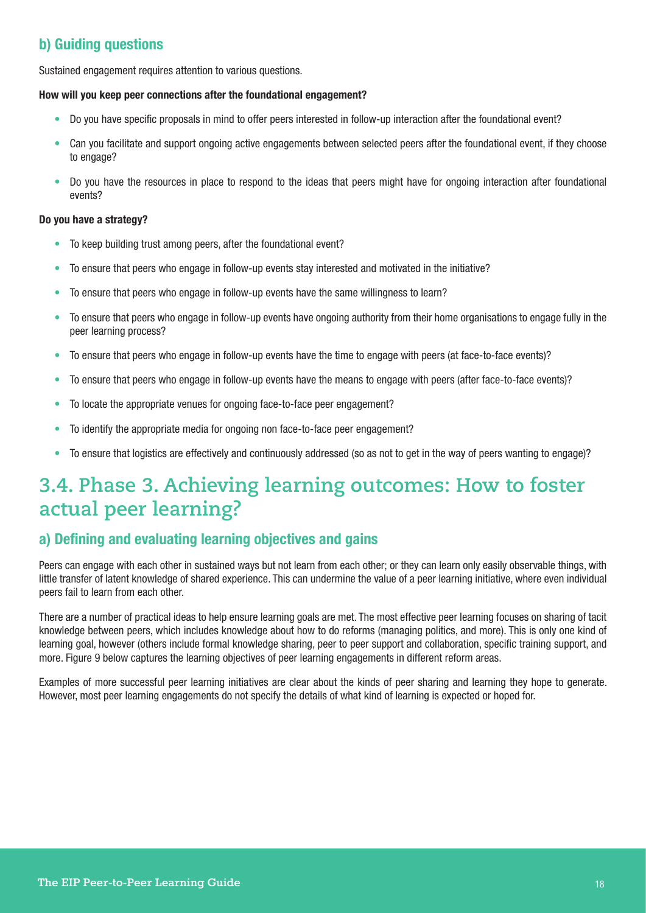### b) Guiding questions

Sustained engagement requires attention to various questions.

**How will you keep peer connections after the foundational engagement?**

- Do you have specific proposals in mind to offer peers interested in follow-up interaction after the foundational event?
- Can you facilitate and support ongoing active engagements between selected peers after the foundational event, if they choose to engage?
- Do you have the resources in place to respond to the ideas that peers might have for ongoing interaction after foundational events?

**Do you have a strategy?**

- To keep building trust among peers, after the foundational event?
- To ensure that peers who engage in follow-up events stay interested and motivated in the initiative?
- To ensure that peers who engage in follow-up events have the same willingness to learn?
- To ensure that peers who engage in follow-up events have ongoing authority from their home organisations to engage fully in the peer learning process?
- To ensure that peers who engage in follow-up events have the time to engage with peers (at face-to-face events)?
- To ensure that peers who engage in follow-up events have the means to engage with peers (after face-to-face events)?
- To locate the appropriate venues for ongoing face-to-face peer engagement?
- To identify the appropriate media for ongoing non face-to-face peer engagement?
- To ensure that logistics are effectively and continuously addressed (so as not to get in the way of peers wanting to engage)?

## 3.4. Phase 3. Achieving learning outcomes: How to foster actual peer learning?

### a) Defining and evaluating learning objectives and gains

Peers can engage with each other in sustained ways but not learn from each other; or they can learn only easily observable things, with little transfer of latent knowledge of shared experience. This can undermine the value of a peer learning initiative, where even individual peers fail to learn from each other.

There are a number of practical ideas to help ensure learning goals are met. The most effective peer learning focuses on sharing of tacit knowledge between peers, which includes knowledge about how to do reforms (managing politics, and more). This is only one kind of learning goal, however (others include formal knowledge sharing, peer to peer support and collaboration, specific training support, and more. Figure 9 below captures the learning objectives of peer learning engagements in different reform areas.

Examples of more successful peer learning initiatives are clear about the kinds of peer sharing and learning they hope to generate. However, most peer learning engagements do not specify the details of what kind of learning is expected or hoped for.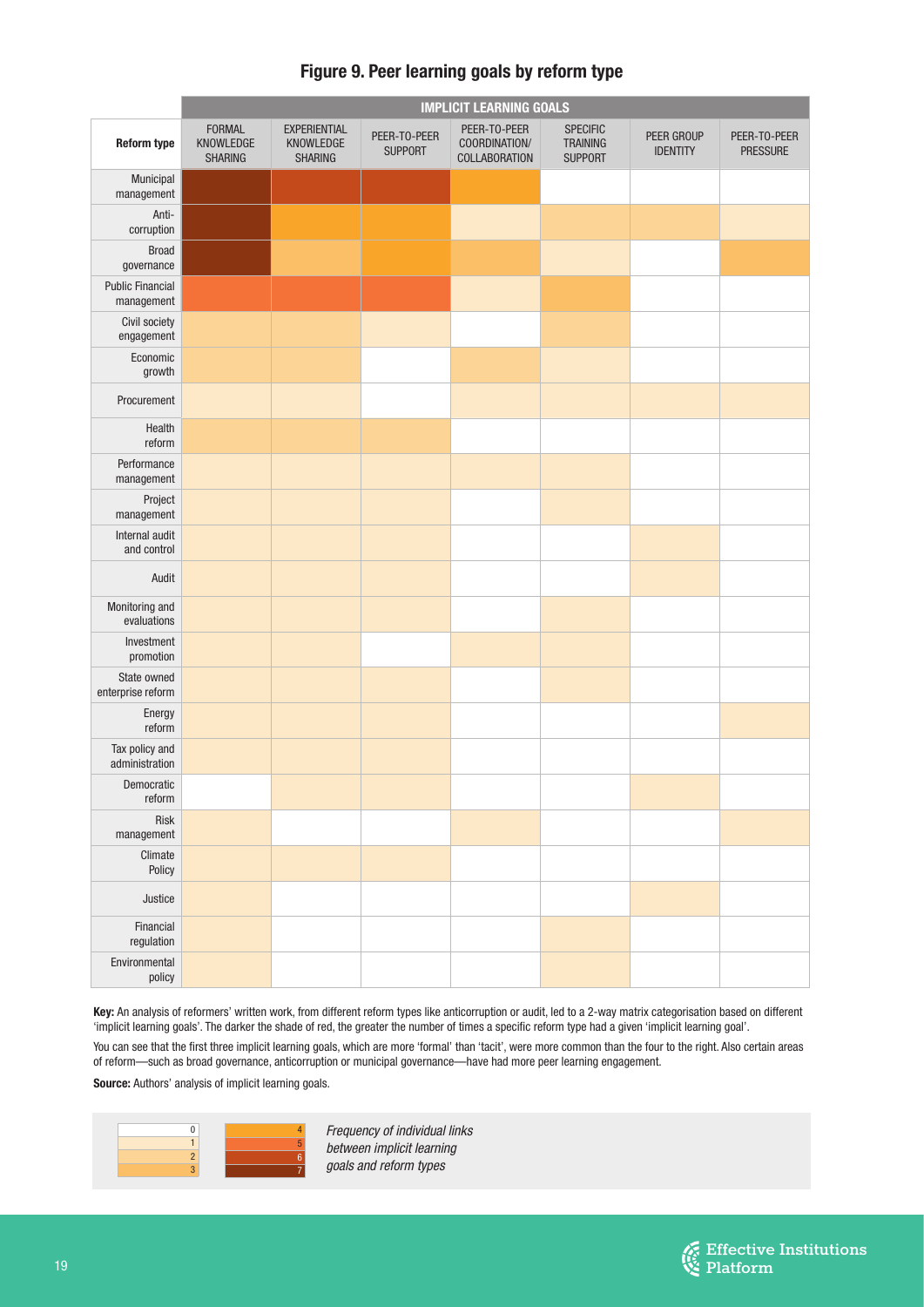## Figure 9. Peer learning goals by reform type

| Reform type | IMPLICIT LEARNING GOALS | | | | | | |
|---|---|---|---|---|---|---|---|
| | FORMAL KNOWLEDGE SHARING | EXPERIENTIAL KNOWLEDGE SHARING | PEER-TO-PEER SUPPORT | PEER-TO-PEER COORDINATION/ COLLABORATION | SPECIFIC TRAINING SUPPORT | PEER GROUP IDENTITY | PEER-TO-PEER PRESSURE |
| Municipal management | 7 | 6 | 6 | 4 | 0 | 0 | 0 |
| Anti-corruption | 7 | 4 | 4 | 1 | 2 | 2 | 1 |
| Broad governance | 7 | 3 | 4 | 3 | 1 | 0 | 3 |
| Public Financial management | 5 | 5 | 5 | 1 | 3 | 0 | 0 |
| Civil society engagement | 2 | 2 | 1 | 0 | 2 | 0 | 0 |
| Economic growth | 2 | 2 | 0 | 2 | 1 | 0 | 0 |
| Procurement | 1 | 1 | 0 | 1 | 1 | 1 | 1 |
| Health reform | 2 | 2 | 2 | 0 | 0 | 0 | 0 |
| Performance management | 1 | 1 | 1 | 1 | 1 | 0 | 0 |
| Project management | 1 | 1 | 1 | 0 | 1 | 0 | 0 |
| Internal audit and control | 1 | 1 | 1 | 0 | 0 | 1 | 0 |
| Audit | 1 | 1 | 1 | 0 | 0 | 1 | 0 |
| Monitoring and evaluations | 1 | 1 | 1 | 0 | 1 | 0 | 0 |
| Investment promotion | 1 | 1 | 0 | 1 | 1 | 0 | 0 |
| State owned enterprise reform | 1 | 1 | 1 | 0 | 1 | 0 | 0 |
| Energy reform | 1 | 1 | 1 | 0 | 0 | 0 | 1 |
| Tax policy and administration | 1 | 1 | 1 | 0 | 0 | 0 | 0 |
| Democratic reform | 0 | 1 | 1 | 0 | 0 | 1 | 0 |
| Risk management | 1 | 0 | 0 | 1 | 0 | 0 | 1 |
| Climate Policy | 1 | 1 | 1 | 0 | 0 | 0 | 0 |
| Justice | 1 | 0 | 0 | 0 | 0 | 1 | 0 |
| Financial regulation | 1 | 0 | 0 | 0 | 1 | 0 | 0 |
| Environmental policy | 1 | 0 | 0 | 0 | 1 | 0 | 0 |

**Key:** An analysis of reformers' written work, from different reform types like anticorruption or audit, led to a 2-way matrix categorisation based on different 'implicit learning goals'. The darker the shade of red, the greater the number of times a specific reform type had a given 'implicit learning goal'.

You can see that the first three implicit learning goals, which are more 'formal' than 'tacit', were more common than the four to the right. Also certain areas of reform—such as broad governance, anticorruption or municipal governance—have had more peer learning engagement.

**Source:** Authors' analysis of implicit learning goals.

0, 1, 2, 3, 4, 5, 6, 7 — *Frequency of individual links between implicit learning goals and reform types*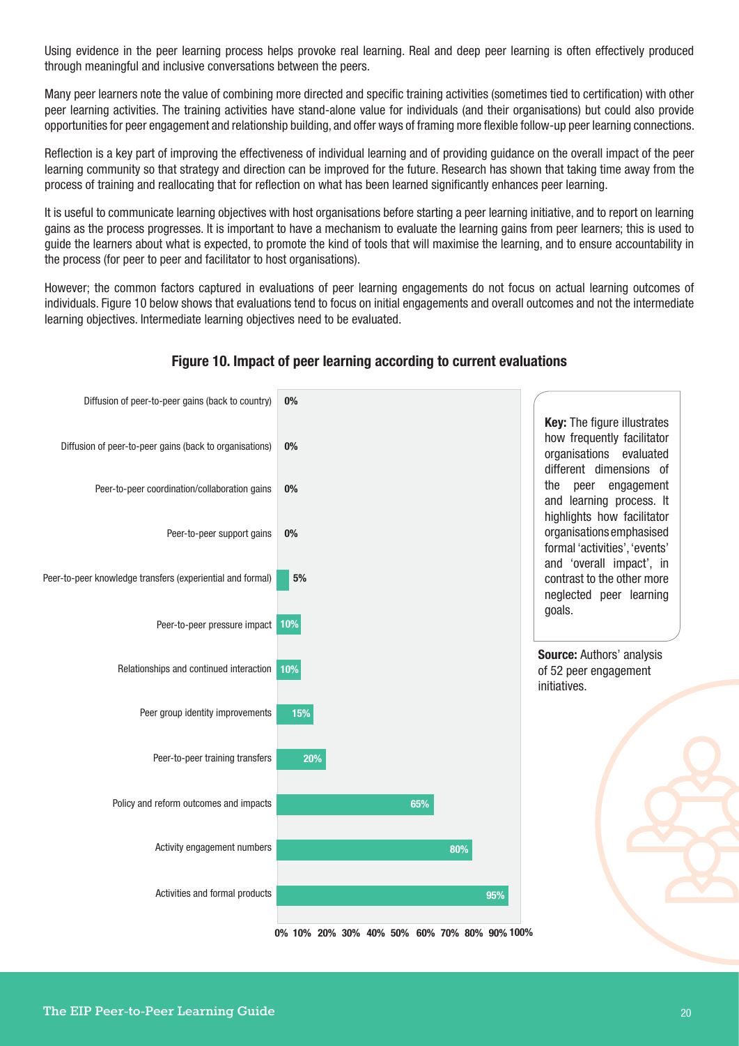Using evidence in the peer learning process helps provoke real learning. Real and deep peer learning is often effectively produced through meaningful and inclusive conversations between the peers.

Many peer learners note the value of combining more directed and specific training activities (sometimes tied to certification) with other peer learning activities. The training activities have stand-alone value for individuals (and their organisations) but could also provide opportunities for peer engagement and relationship building, and offer ways of framing more flexible follow-up peer learning connections.

Reflection is a key part of improving the effectiveness of individual learning and of providing guidance on the overall impact of the peer learning community so that strategy and direction can be improved for the future. Research has shown that taking time away from the process of training and reallocating that for reflection on what has been learned significantly enhances peer learning.

It is useful to communicate learning objectives with host organisations before starting a peer learning initiative, and to report on learning gains as the process progresses. It is important to have a mechanism to evaluate the learning gains from peer learners; this is used to guide the learners about what is expected, to promote the kind of tools that will maximise the learning, and to ensure accountability in the process (for peer to peer and facilitator to host organisations).

However; the common factors captured in evaluations of peer learning engagements do not focus on actual learning outcomes of individuals. Figure 10 below shows that evaluations tend to focus on initial engagements and overall outcomes and not the intermediate learning objectives. Intermediate learning objectives need to be evaluated.

**Figure 10. Impact of peer learning according to current evaluations**

| Dimension | % |
|---|---|
| Diffusion of peer-to-peer gains (back to country) | 0% |
| Diffusion of peer-to-peer gains (back to organisations) | 0% |
| Peer-to-peer coordination/collaboration gains | 0% |
| Peer-to-peer support gains | 0% |
| Peer-to-peer knowledge transfers (experiential and formal) | 5% |
| Peer-to-peer pressure impact | 10% |
| Relationships and continued interaction | 10% |
| Peer group identity improvements | 15% |
| Peer-to-peer training transfers | 20% |
| Policy and reform outcomes and impacts | 65% |
| Activity engagement numbers | 80% |
| Activities and formal products | 95% |

**Key:** The figure illustrates how frequently facilitator organisations evaluated different dimensions of the peer engagement and learning process. It highlights how facilitator organisations emphasised formal 'activities', 'events' and 'overall impact', in contrast to the other more neglected peer learning goals.

**Source:** Authors' analysis of 52 peer engagement initiatives.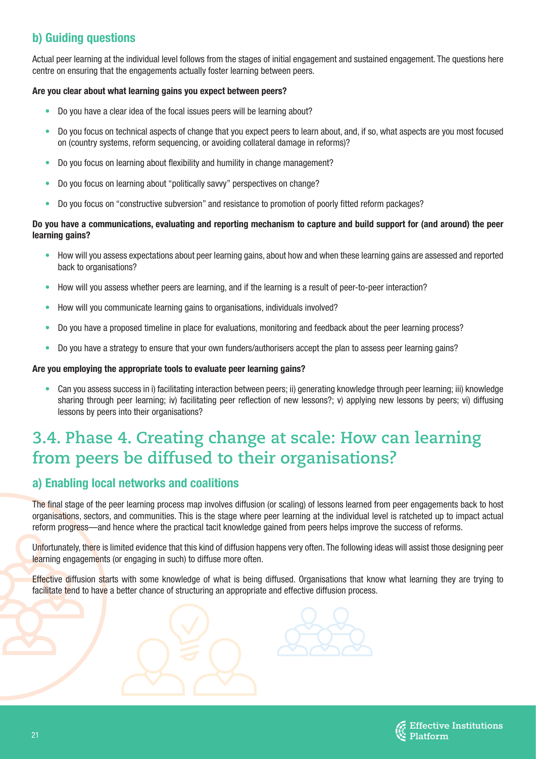### b) Guiding questions

Actual peer learning at the individual level follows from the stages of initial engagement and sustained engagement. The questions here centre on ensuring that the engagements actually foster learning between peers.

**Are you clear about what learning gains you expect between peers?**

- Do you have a clear idea of the focal issues peers will be learning about?
- Do you focus on technical aspects of change that you expect peers to learn about, and, if so, what aspects are you most focused on (country systems, reform sequencing, or avoiding collateral damage in reforms)?
- Do you focus on learning about flexibility and humility in change management?
- Do you focus on learning about "politically savvy" perspectives on change?
- Do you focus on "constructive subversion" and resistance to promotion of poorly fitted reform packages?

**Do you have a communications, evaluating and reporting mechanism to capture and build support for (and around) the peer learning gains?**

- How will you assess expectations about peer learning gains, about how and when these learning gains are assessed and reported back to organisations?
- How will you assess whether peers are learning, and if the learning is a result of peer-to-peer interaction?
- How will you communicate learning gains to organisations, individuals involved?
- Do you have a proposed timeline in place for evaluations, monitoring and feedback about the peer learning process?
- Do you have a strategy to ensure that your own funders/authorisers accept the plan to assess peer learning gains?

**Are you employing the appropriate tools to evaluate peer learning gains?**

- Can you assess success in i) facilitating interaction between peers; ii) generating knowledge through peer learning; iii) knowledge sharing through peer learning; iv) facilitating peer reflection of new lessons?; v) applying new lessons by peers; vi) diffusing lessons by peers into their organisations?

## 3.4. Phase 4. Creating change at scale: How can learning from peers be diffused to their organisations?

### a) Enabling local networks and coalitions

The final stage of the peer learning process map involves diffusion (or scaling) of lessons learned from peer engagements back to host organisations, sectors, and communities. This is the stage where peer learning at the individual level is ratcheted up to impact actual reform progress—and hence where the practical tacit knowledge gained from peers helps improve the success of reforms.

Unfortunately, there is limited evidence that this kind of diffusion happens very often. The following ideas will assist those designing peer learning engagements (or engaging in such) to diffuse more often.

Effective diffusion starts with some knowledge of what is being diffused. Organisations that know what learning they are trying to facilitate tend to have a better chance of structuring an appropriate and effective diffusion process.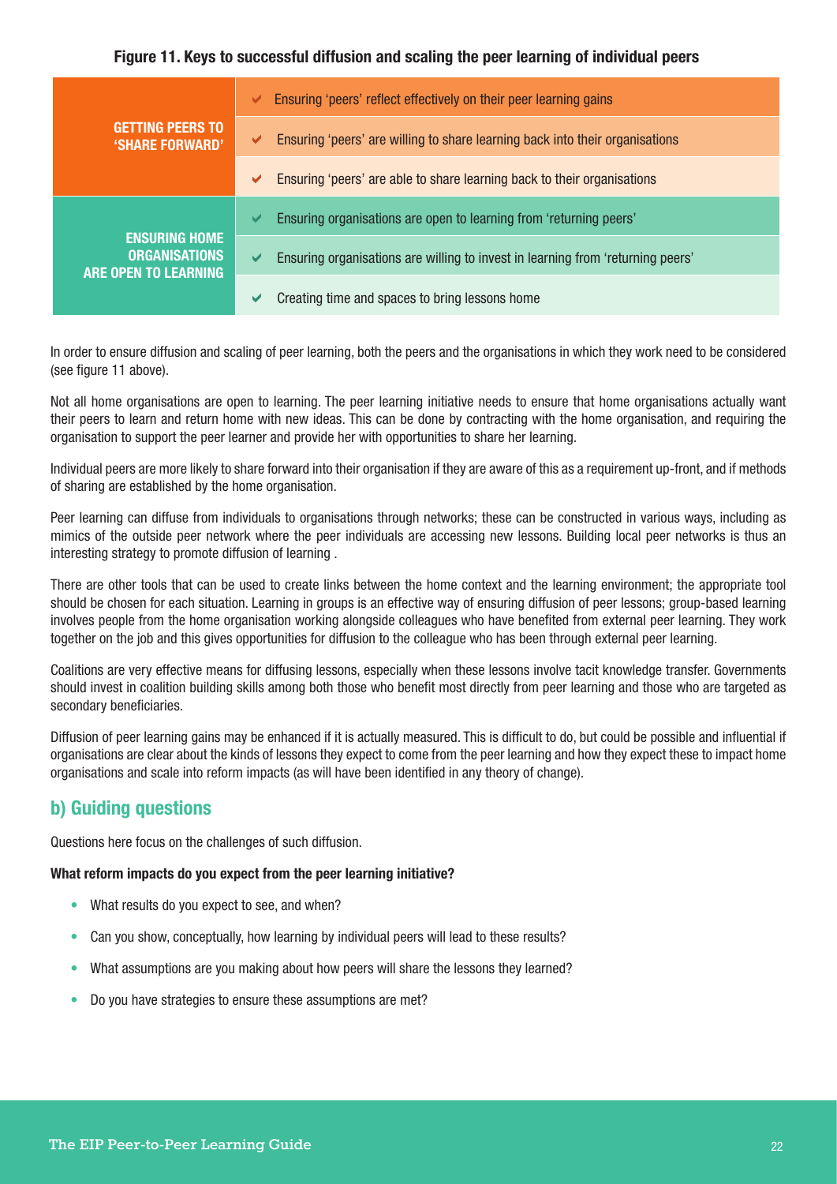**Figure 11. Keys to successful diffusion and scaling the peer learning of individual peers**

| | |
|---|---|
| **GETTING PEERS TO 'SHARE FORWARD'** | ✔ Ensuring 'peers' reflect effectively on their peer learning gains |
| | ✔ Ensuring 'peers' are willing to share learning back into their organisations |
| | ✔ Ensuring 'peers' are able to share learning back to their organisations |
| **ENSURING HOME ORGANISATIONS ARE OPEN TO LEARNING** | ✔ Ensuring organisations are open to learning from 'returning peers' |
| | ✔ Ensuring organisations are willing to invest in learning from 'returning peers' |
| | ✔ Creating time and spaces to bring lessons home |

In order to ensure diffusion and scaling of peer learning, both the peers and the organisations in which they work need to be considered (see figure 11 above).

Not all home organisations are open to learning. The peer learning initiative needs to ensure that home organisations actually want their peers to learn and return home with new ideas. This can be done by contracting with the home organisation, and requiring the organisation to support the peer learner and provide her with opportunities to share her learning.

Individual peers are more likely to share forward into their organisation if they are aware of this as a requirement up-front, and if methods of sharing are established by the home organisation.

Peer learning can diffuse from individuals to organisations through networks; these can be constructed in various ways, including as mimics of the outside peer network where the peer individuals are accessing new lessons. Building local peer networks is thus an interesting strategy to promote diffusion of learning .

There are other tools that can be used to create links between the home context and the learning environment; the appropriate tool should be chosen for each situation. Learning in groups is an effective way of ensuring diffusion of peer lessons; group-based learning involves people from the home organisation working alongside colleagues who have benefited from external peer learning. They work together on the job and this gives opportunities for diffusion to the colleague who has been through external peer learning.

Coalitions are very effective means for diffusing lessons, especially when these lessons involve tacit knowledge transfer. Governments should invest in coalition building skills among both those who benefit most directly from peer learning and those who are targeted as secondary beneficiaries.

Diffusion of peer learning gains may be enhanced if it is actually measured. This is difficult to do, but could be possible and influential if organisations are clear about the kinds of lessons they expect to come from the peer learning and how they expect these to impact home organisations and scale into reform impacts (as will have been identified in any theory of change).

## b) Guiding questions

Questions here focus on the challenges of such diffusion.

**What reform impacts do you expect from the peer learning initiative?**

- What results do you expect to see, and when?
- Can you show, conceptually, how learning by individual peers will lead to these results?
- What assumptions are you making about how peers will share the lessons they learned?
- Do you have strategies to ensure these assumptions are met?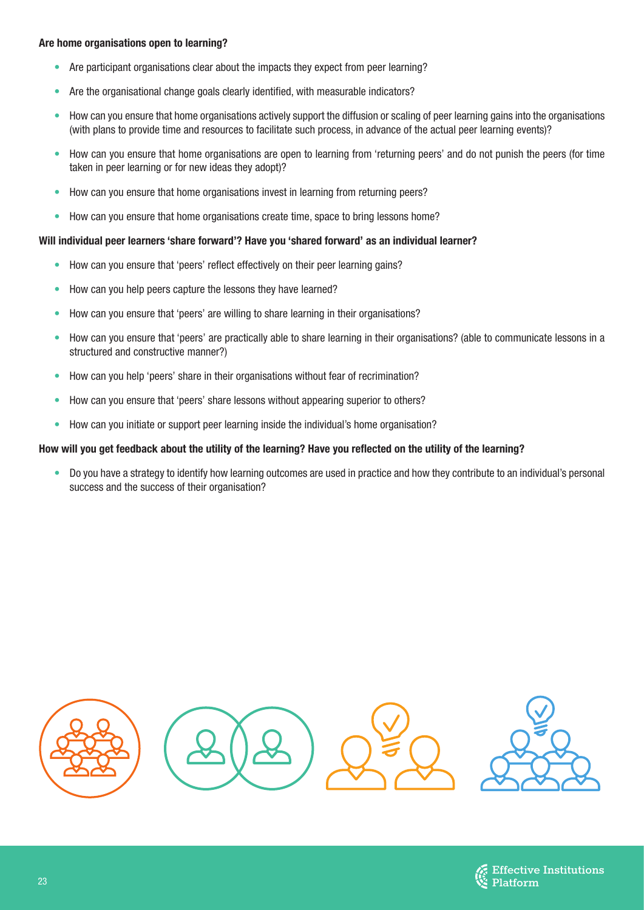**Are home organisations open to learning?**

- Are participant organisations clear about the impacts they expect from peer learning?
- Are the organisational change goals clearly identified, with measurable indicators?
- How can you ensure that home organisations actively support the diffusion or scaling of peer learning gains into the organisations (with plans to provide time and resources to facilitate such process, in advance of the actual peer learning events)?
- How can you ensure that home organisations are open to learning from 'returning peers' and do not punish the peers (for time taken in peer learning or for new ideas they adopt)?
- How can you ensure that home organisations invest in learning from returning peers?
- How can you ensure that home organisations create time, space to bring lessons home?

**Will individual peer learners 'share forward'? Have you 'shared forward' as an individual learner?**

- How can you ensure that 'peers' reflect effectively on their peer learning gains?
- How can you help peers capture the lessons they have learned?
- How can you ensure that 'peers' are willing to share learning in their organisations?
- How can you ensure that 'peers' are practically able to share learning in their organisations? (able to communicate lessons in a structured and constructive manner?)
- How can you help 'peers' share in their organisations without fear of recrimination?
- How can you ensure that 'peers' share lessons without appearing superior to others?
- How can you initiate or support peer learning inside the individual's home organisation?

**How will you get feedback about the utility of the learning? Have you reflected on the utility of the learning?**

- Do you have a strategy to identify how learning outcomes are used in practice and how they contribute to an individual's personal success and the success of their organisation?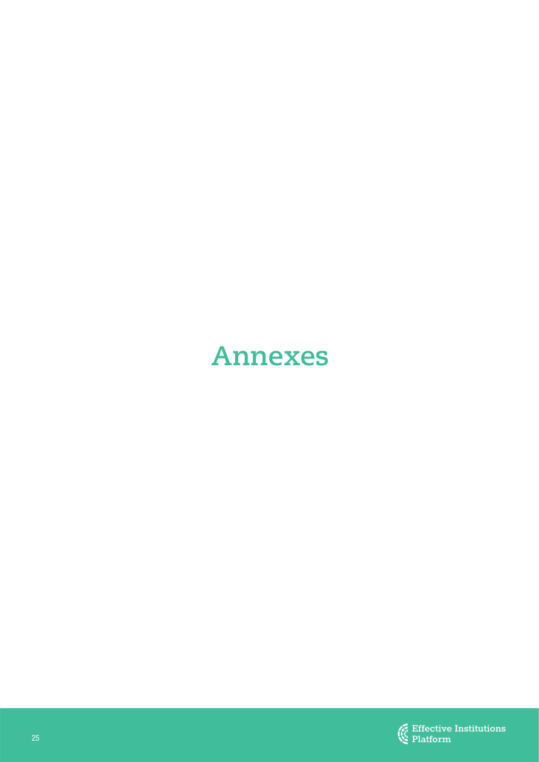# Annexes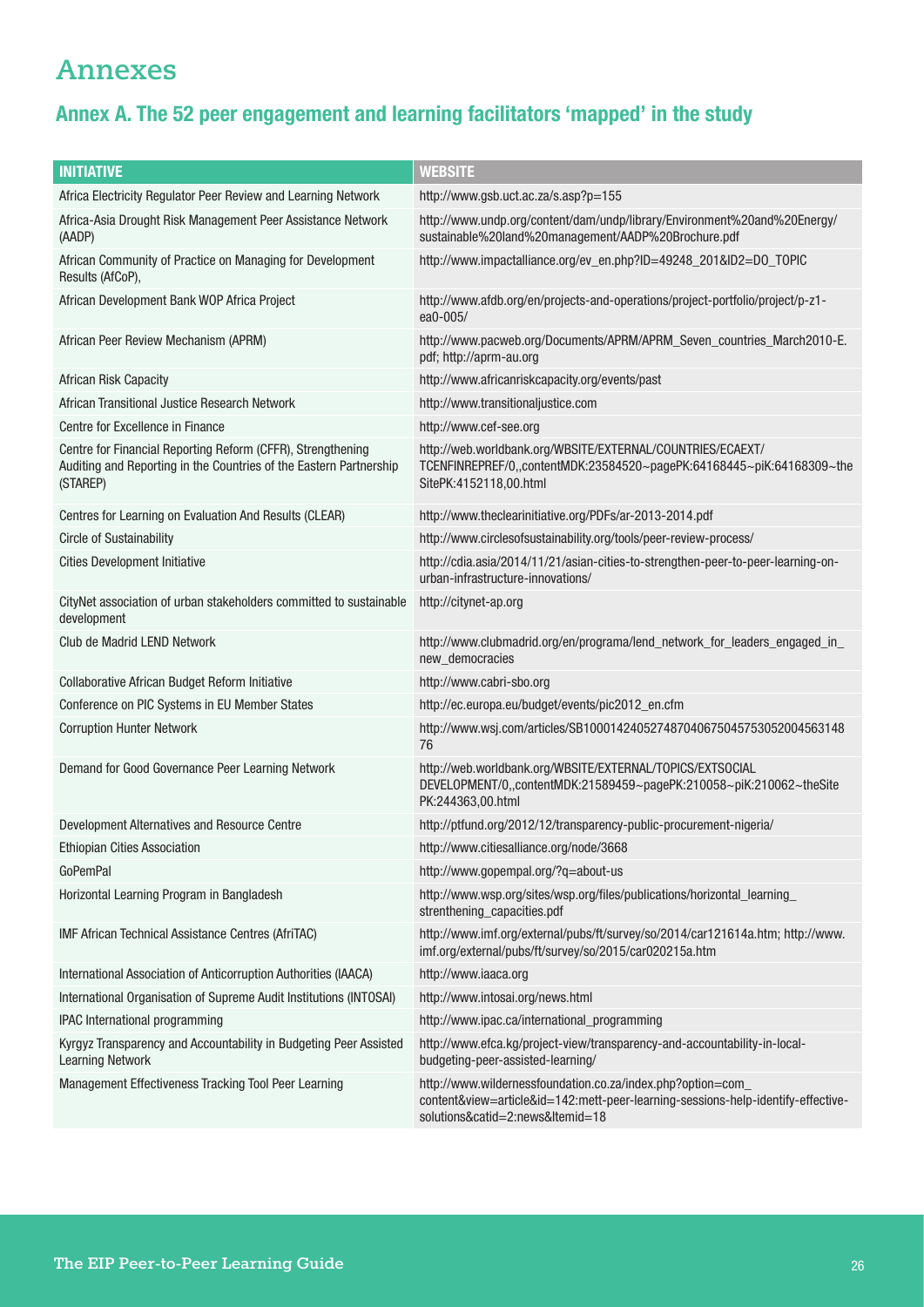# Annexes

## Annex A. The 52 peer engagement and learning facilitators 'mapped' in the study

| INITIATIVE | WEBSITE |
|---|---|
| Africa Electricity Regulator Peer Review and Learning Network | http://www.gsb.uct.ac.za/s.asp?p=155 |
| Africa-Asia Drought Risk Management Peer Assistance Network (AADP) | http://www.undp.org/content/dam/undp/library/Environment%20and%20Energy/sustainable%20land%20management/AADP%20Brochure.pdf |
| African Community of Practice on Managing for Development Results (AfCoP), | http://www.impactalliance.org/ev_en.php?ID=49248_201&ID2=DO_TOPIC |
| African Development Bank WOP Africa Project | http://www.afdb.org/en/projects-and-operations/project-portfolio/project/p-z1-ea0-005/ |
| African Peer Review Mechanism (APRM) | http://www.pacweb.org/Documents/APRM/APRM_Seven_countries_March2010-E.pdf; http://aprm-au.org |
| African Risk Capacity | http://www.africanriskcapacity.org/events/past |
| African Transitional Justice Research Network | http://www.transitionaljustice.com |
| Centre for Excellence in Finance | http://www.cef-see.org |
| Centre for Financial Reporting Reform (CFFR), Strengthening Auditing and Reporting in the Countries of the Eastern Partnership (STAREP) | http://web.worldbank.org/WBSITE/EXTERNAL/COUNTRIES/ECAEXT/TCENFINREPREF/0,,contentMDK:23584520~pagePK:64168445~piK:64168309~theSitePK:4152118,00.html |
| Centres for Learning on Evaluation And Results (CLEAR) | http://www.theclearinitiative.org/PDFs/ar-2013-2014.pdf |
| Circle of Sustainability | http://www.circlesofsustainability.org/tools/peer-review-process/ |
| Cities Development Initiative | http://cdia.asia/2014/11/21/asian-cities-to-strengthen-peer-to-peer-learning-on-urban-infrastructure-innovations/ |
| CityNet association of urban stakeholders committed to sustainable development | http://citynet-ap.org |
| Club de Madrid LEND Network | http://www.clubmadrid.org/en/programa/lend_network_for_leaders_engaged_in_new_democracies |
| Collaborative African Budget Reform Initiative | http://www.cabri-sbo.org |
| Conference on PIC Systems in EU Member States | http://ec.europa.eu/budget/events/pic2012_en.cfm |
| Corruption Hunter Network | http://www.wsj.com/articles/SB10001424052748704067504575305200456314876 |
| Demand for Good Governance Peer Learning Network | http://web.worldbank.org/WBSITE/EXTERNAL/TOPICS/EXTSOCIALDEVELOPMENT/0,,contentMDK:21589459~pagePK:210058~piK:210062~theSitePK:244363,00.html |
| Development Alternatives and Resource Centre | http://ptfund.org/2012/12/transparency-public-procurement-nigeria/ |
| Ethiopian Cities Association | http://www.citiesalliance.org/node/3668 |
| GoPemPal | http://www.gopempal.org/?q=about-us |
| Horizontal Learning Program in Bangladesh | http://www.wsp.org/sites/wsp.org/files/publications/horizontal_learning_strenthening_capacities.pdf |
| IMF African Technical Assistance Centres (AfriTAC) | http://www.imf.org/external/pubs/ft/survey/so/2014/car121614a.htm; http://www.imf.org/external/pubs/ft/survey/so/2015/car020215a.htm |
| International Association of Anticorruption Authorities (IAACA) | http://www.iaaca.org |
| International Organisation of Supreme Audit Institutions (INTOSAI) | http://www.intosai.org/news.html |
| IPAC International programming | http://www.ipac.ca/international_programming |
| Kyrgyz Transparency and Accountability in Budgeting Peer Assisted Learning Network | http://www.efca.kg/project-view/transparency-and-accountability-in-local-budgeting-peer-assisted-learning/ |
| Management Effectiveness Tracking Tool Peer Learning | http://www.wildernessfoundation.co.za/index.php?option=com_content&view=article&id=142:mett-peer-learning-sessions-help-identify-effective-solutions&catid=2:news&Itemid=18 |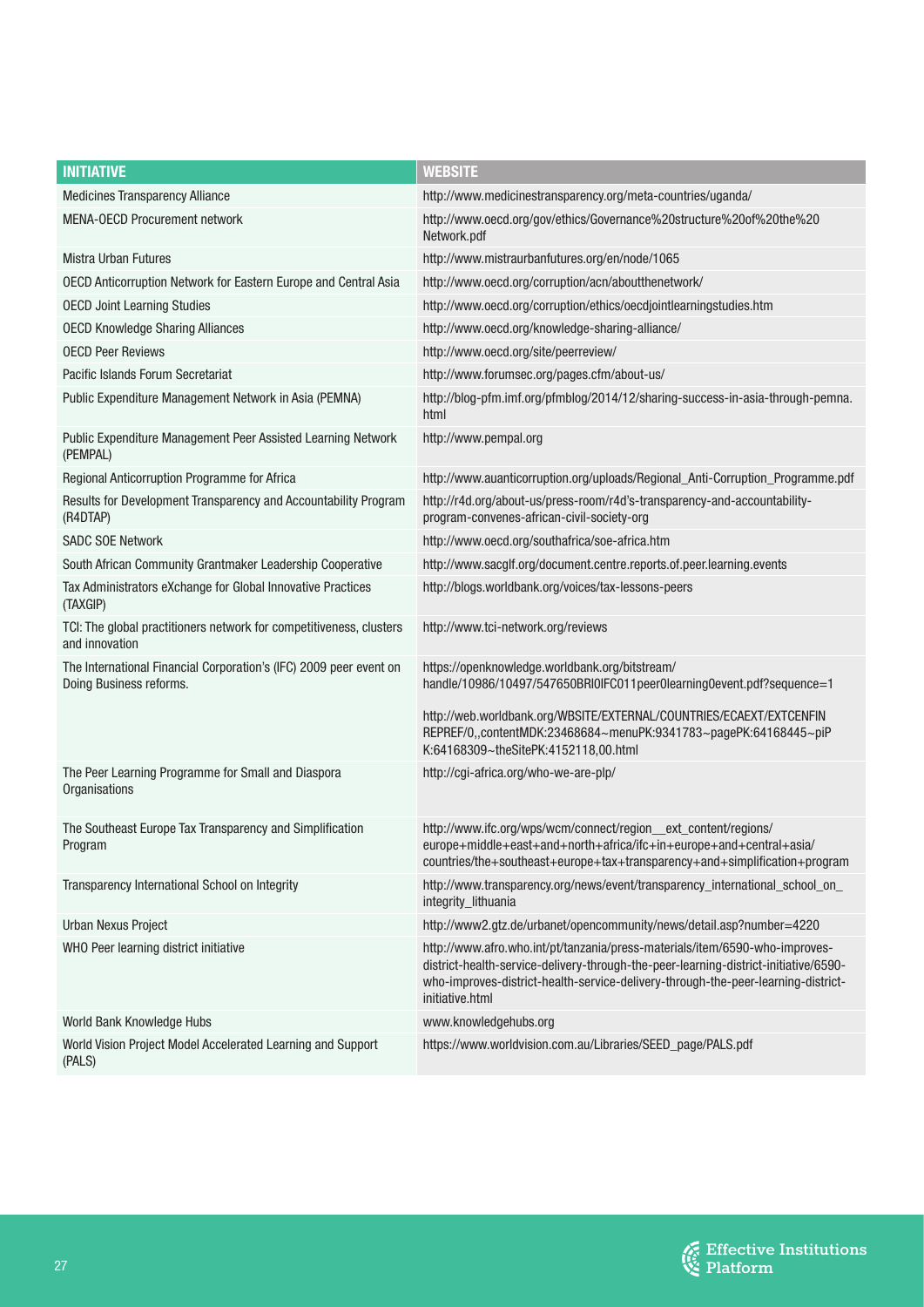| INITIATIVE | WEBSITE |
|---|---|
| Medicines Transparency Alliance | http://www.medicinestransparency.org/meta-countries/uganda/ |
| MENA-OECD Procurement network | http://www.oecd.org/gov/ethics/Governance%20structure%20of%20the%20Network.pdf |
| Mistra Urban Futures | http://www.mistraurbanfutures.org/en/node/1065 |
| OECD Anticorruption Network for Eastern Europe and Central Asia | http://www.oecd.org/corruption/acn/abouttthenetwork/ |
| OECD Joint Learning Studies | http://www.oecd.org/corruption/ethics/oecdjointlearningstudies.htm |
| OECD Knowledge Sharing Alliances | http://www.oecd.org/knowledge-sharing-alliance/ |
| OECD Peer Reviews | http://www.oecd.org/site/peerreview/ |
| Pacific Islands Forum Secretariat | http://www.forumsec.org/pages.cfm/about-us/ |
| Public Expenditure Management Network in Asia (PEMNA) | http://blog-pfm.imf.org/pfmblog/2014/12/sharing-success-in-asia-through-pemna.html |
| Public Expenditure Management Peer Assisted Learning Network (PEMPAL) | http://www.pempal.org |
| Regional Anticorruption Programme for Africa | http://www.auanticorruption.org/uploads/Regional_Anti-Corruption_Programme.pdf |
| Results for Development Transparency and Accountability Program (R4DTAP) | http://r4d.org/about-us/press-room/r4d's-transparency-and-accountability-program-convenes-african-civil-society-org |
| SADC SOE Network | http://www.oecd.org/southafrica/soe-africa.htm |
| South African Community Grantmaker Leadership Cooperative | http://www.sacglf.org/document.centre.reports.of.peer.learning.events |
| Tax Administrators eXchange for Global Innovative Practices (TAXGIP) | http://blogs.worldbank.org/voices/tax-lessons-peers |
| TCI: The global practitioners network for competitiveness, clusters and innovation | http://www.tci-network.org/reviews |
| The International Financial Corporation's (IFC) 2009 peer event on Doing Business reforms. | https://openknowledge.worldbank.org/bitstream/handle/10986/10497/547650BRI0IFC011peer0learning0event.pdf?sequence=1<br><br>http://web.worldbank.org/WBSITE/EXTERNAL/COUNTRIES/ECAEXT/EXTCENFINREPREF/0,,contentMDK:23468684~menuPK:9341783~pagePK:64168445~piPK:64168309~theSitePK:4152118,00.html |
| The Peer Learning Programme for Small and Diaspora Organisations | http://cgi-africa.org/who-we-are-plp/ |
| The Southeast Europe Tax Transparency and Simplification Program | http://www.ifc.org/wps/wcm/connect/region__ext_content/regions/europe+middle+east+and+north+africa/ifc+in+europe+and+central+asia/countries/the+southeast+europe+tax+transparency+and+simplification+program |
| Transparency International School on Integrity | http://www.transparency.org/news/event/transparency_international_school_on_integrity_lithuania |
| Urban Nexus Project | http://www2.gtz.de/urbanet/opencommunity/news/detail.asp?number=4220 |
| WHO Peer learning district initiative | http://www.afro.who.int/pt/tanzania/press-materials/item/6590-who-improves-district-health-service-delivery-through-the-peer-learning-district-initiative/6590-who-improves-district-health-service-delivery-through-the-peer-learning-district-initiative.html |
| World Bank Knowledge Hubs | www.knowledgehubs.org |
| World Vision Project Model Accelerated Learning and Support (PALS) | https://www.worldvision.com.au/Libraries/SEED_page/PALS.pdf |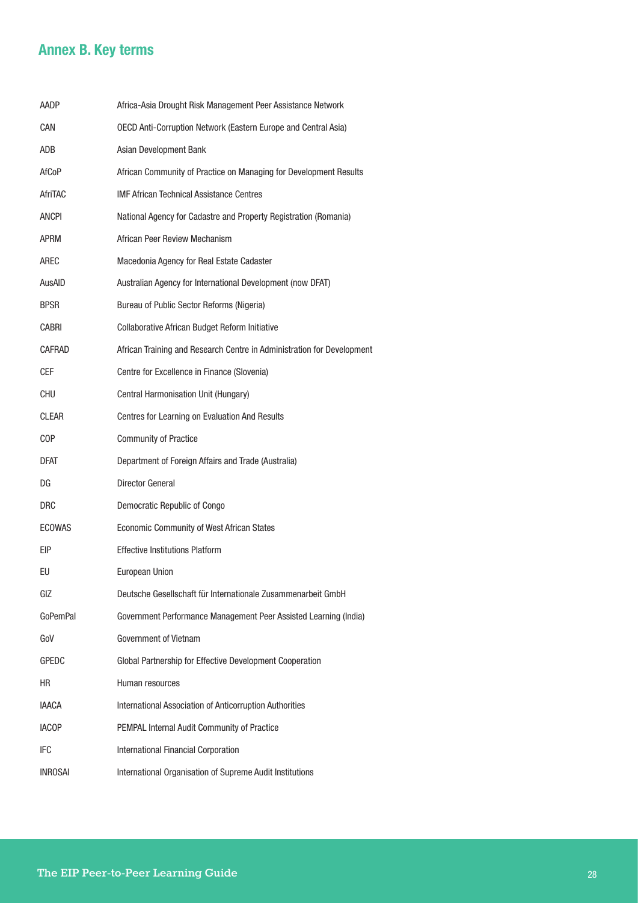## Annex B. Key terms

| | |
|---|---|
| AADP | Africa-Asia Drought Risk Management Peer Assistance Network |
| CAN | OECD Anti-Corruption Network (Eastern Europe and Central Asia) |
| ADB | Asian Development Bank |
| AfCoP | African Community of Practice on Managing for Development Results |
| AfriTAC | IMF African Technical Assistance Centres |
| ANCPI | National Agency for Cadastre and Property Registration (Romania) |
| APRM | African Peer Review Mechanism |
| AREC | Macedonia Agency for Real Estate Cadaster |
| AusAID | Australian Agency for International Development (now DFAT) |
| BPSR | Bureau of Public Sector Reforms (Nigeria) |
| CABRI | Collaborative African Budget Reform Initiative |
| CAFRAD | African Training and Research Centre in Administration for Development |
| CEF | Centre for Excellence in Finance (Slovenia) |
| CHU | Central Harmonisation Unit (Hungary) |
| CLEAR | Centres for Learning on Evaluation And Results |
| COP | Community of Practice |
| DFAT | Department of Foreign Affairs and Trade (Australia) |
| DG | Director General |
| DRC | Democratic Republic of Congo |
| ECOWAS | Economic Community of West African States |
| EIP | Effective Institutions Platform |
| EU | European Union |
| GIZ | Deutsche Gesellschaft für Internationale Zusammenarbeit GmbH |
| GoPemPal | Government Performance Management Peer Assisted Learning (India) |
| GoV | Government of Vietnam |
| GPEDC | Global Partnership for Effective Development Cooperation |
| HR | Human resources |
| IAACA | International Association of Anticorruption Authorities |
| IACOP | PEMPAL Internal Audit Community of Practice |
| IFC | International Financial Corporation |
| INROSAI | International Organisation of Supreme Audit Institutions |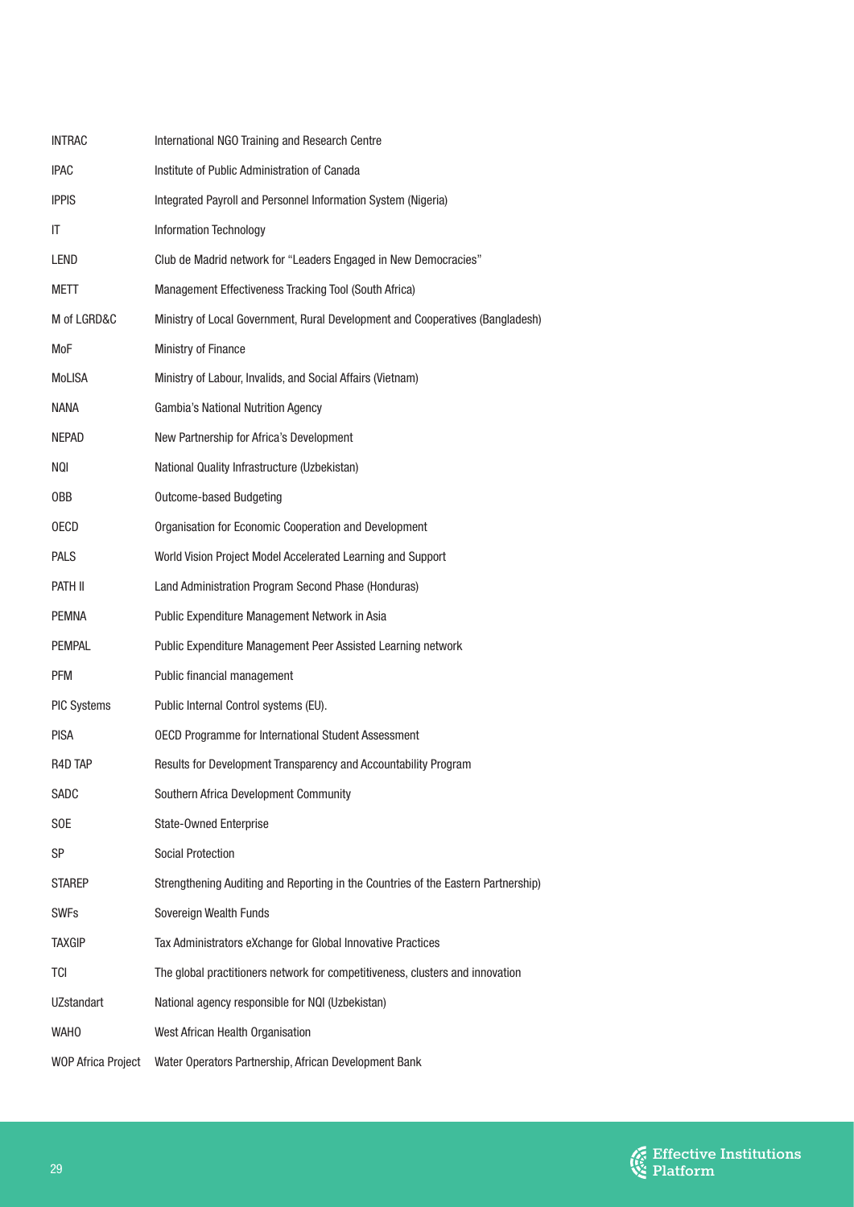| | |
|---|---|
| INTRAC | International NGO Training and Research Centre |
| IPAC | Institute of Public Administration of Canada |
| IPPIS | Integrated Payroll and Personnel Information System (Nigeria) |
| IT | Information Technology |
| LEND | Club de Madrid network for "Leaders Engaged in New Democracies" |
| METT | Management Effectiveness Tracking Tool (South Africa) |
| M of LGRD&C | Ministry of Local Government, Rural Development and Cooperatives (Bangladesh) |
| MoF | Ministry of Finance |
| MoLISA | Ministry of Labour, Invalids, and Social Affairs (Vietnam) |
| NANA | Gambia's National Nutrition Agency |
| NEPAD | New Partnership for Africa's Development |
| NQI | National Quality Infrastructure (Uzbekistan) |
| OBB | Outcome-based Budgeting |
| OECD | Organisation for Economic Cooperation and Development |
| PALS | World Vision Project Model Accelerated Learning and Support |
| PATH II | Land Administration Program Second Phase (Honduras) |
| PEMNA | Public Expenditure Management Network in Asia |
| PEMPAL | Public Expenditure Management Peer Assisted Learning network |
| PFM | Public financial management |
| PIC Systems | Public Internal Control systems (EU). |
| PISA | OECD Programme for International Student Assessment |
| R4D TAP | Results for Development Transparency and Accountability Program |
| SADC | Southern Africa Development Community |
| SOE | State-Owned Enterprise |
| SP | Social Protection |
| STAREP | Strengthening Auditing and Reporting in the Countries of the Eastern Partnership) |
| SWFs | Sovereign Wealth Funds |
| TAXGIP | Tax Administrators eXchange for Global Innovative Practices |
| TCI | The global practitioners network for competitiveness, clusters and innovation |
| UZstandart | National agency responsible for NQI (Uzbekistan) |
| WAHO | West African Health Organisation |
| WOP Africa Project | Water Operators Partnership, African Development Bank |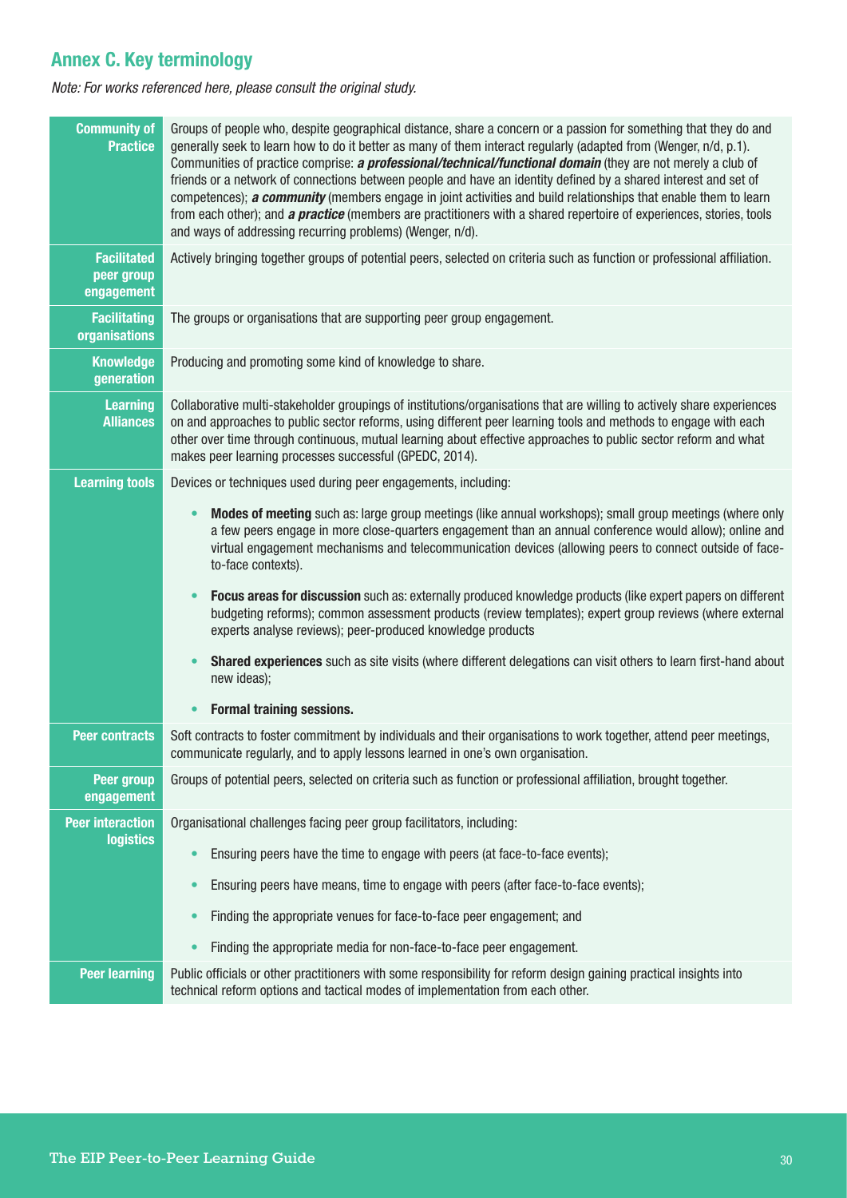## Annex C. Key terminology

*Note: For works referenced here, please consult the original study.*

| Term | Definition |
|---|---|
| **Community of Practice** | Groups of people who, despite geographical distance, share a concern or a passion for something that they do and generally seek to learn how to do it better as many of them interact regularly (adapted from (Wenger, n/d, p.1). Communities of practice comprise: ***a professional/technical/functional domain*** (they are not merely a club of friends or a network of connections between people and have an identity defined by a shared interest and set of competences); ***a community*** (members engage in joint activities and build relationships that enable them to learn from each other); and ***a practice*** (members are practitioners with a shared repertoire of experiences, stories, tools and ways of addressing recurring problems) (Wenger, n/d). |
| **Facilitated peer group engagement** | Actively bringing together groups of potential peers, selected on criteria such as function or professional affiliation. |
| **Facilitating organisations** | The groups or organisations that are supporting peer group engagement. |
| **Knowledge generation** | Producing and promoting some kind of knowledge to share. |
| **Learning Alliances** | Collaborative multi-stakeholder groupings of institutions/organisations that are willing to actively share experiences on and approaches to public sector reforms, using different peer learning tools and methods to engage with each other over time through continuous, mutual learning about effective approaches to public sector reform and what makes peer learning processes successful (GPEDC, 2014). |
| **Learning tools** | Devices or techniques used during peer engagements, including:<br>• **Modes of meeting** such as: large group meetings (like annual workshops); small group meetings (where only a few peers engage in more close-quarters engagement than an annual conference would allow); online and virtual engagement mechanisms and telecommunication devices (allowing peers to connect outside of face-to-face contexts).<br>• **Focus areas for discussion** such as: externally produced knowledge products (like expert papers on different budgeting reforms); common assessment products (review templates); expert group reviews (where external experts analyse reviews); peer-produced knowledge products<br>• **Shared experiences** such as site visits (where different delegations can visit others to learn first-hand about new ideas);<br>• **Formal training sessions.** |
| **Peer contracts** | Soft contracts to foster commitment by individuals and their organisations to work together, attend peer meetings, communicate regularly, and to apply lessons learned in one's own organisation. |
| **Peer group engagement** | Groups of potential peers, selected on criteria such as function or professional affiliation, brought together. |
| **Peer interaction logistics** | Organisational challenges facing peer group facilitators, including:<br>• Ensuring peers have the time to engage with peers (at face-to-face events);<br>• Ensuring peers have means, time to engage with peers (after face-to-face events);<br>• Finding the appropriate venues for face-to-face peer engagement; and<br>• Finding the appropriate media for non-face-to-face peer engagement. |
| **Peer learning** | Public officials or other practitioners with some responsibility for reform design gaining practical insights into technical reform options and tactical modes of implementation from each other. |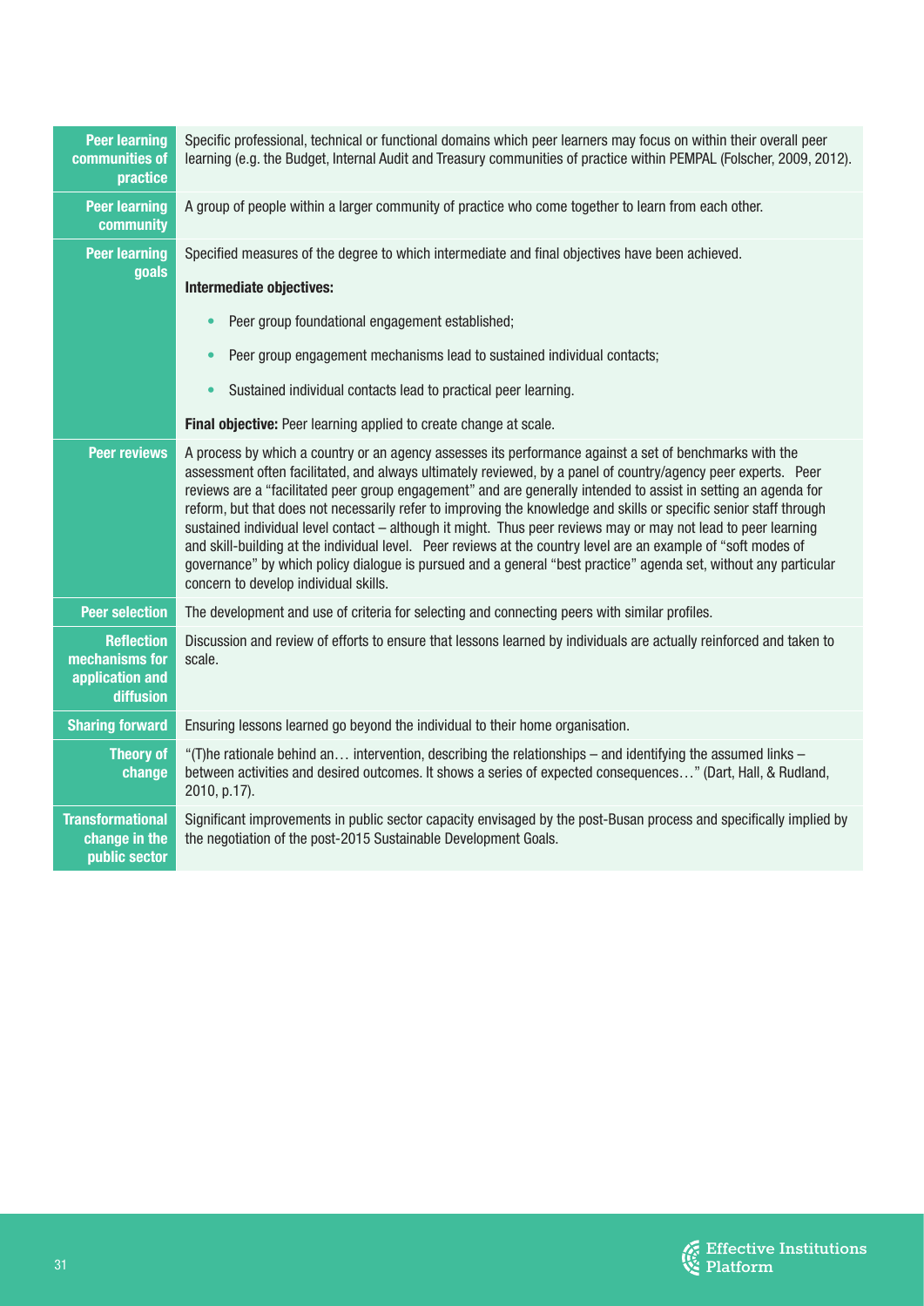| Term | Definition |
|---|---|
| **Peer learning communities of practice** | Specific professional, technical or functional domains which peer learners may focus on within their overall peer learning (e.g. the Budget, Internal Audit and Treasury communities of practice within PEMPAL (Folscher, 2009, 2012). |
| **Peer learning community** | A group of people within a larger community of practice who come together to learn from each other. |
| **Peer learning goals** | Specified measures of the degree to which intermediate and final objectives have been achieved.<br>**Intermediate objectives:**<br>• Peer group foundational engagement established;<br>• Peer group engagement mechanisms lead to sustained individual contacts;<br>• Sustained individual contacts lead to practical peer learning.<br>**Final objective:** Peer learning applied to create change at scale. |
| **Peer reviews** | A process by which a country or an agency assesses its performance against a set of benchmarks with the assessment often facilitated, and always ultimately reviewed, by a panel of country/agency peer experts. Peer reviews are a "facilitated peer group engagement" and are generally intended to assist in setting an agenda for reform, but that does not necessarily refer to improving the knowledge and skills or specific senior staff through sustained individual level contact – although it might. Thus peer reviews may or may not lead to peer learning and skill-building at the individual level. Peer reviews at the country level are an example of "soft modes of governance" by which policy dialogue is pursued and a general "best practice" agenda set, without any particular concern to develop individual skills. |
| **Peer selection** | The development and use of criteria for selecting and connecting peers with similar profiles. |
| **Reflection mechanisms for application and diffusion** | Discussion and review of efforts to ensure that lessons learned by individuals are actually reinforced and taken to scale. |
| **Sharing forward** | Ensuring lessons learned go beyond the individual to their home organisation. |
| **Theory of change** | "(T)he rationale behind an… intervention, describing the relationships – and identifying the assumed links – between activities and desired outcomes. It shows a series of expected consequences…" (Dart, Hall, & Rudland, 2010, p.17). |
| **Transformational change in the public sector** | Significant improvements in public sector capacity envisaged by the post-Busan process and specifically implied by the negotiation of the post-2015 Sustainable Development Goals. |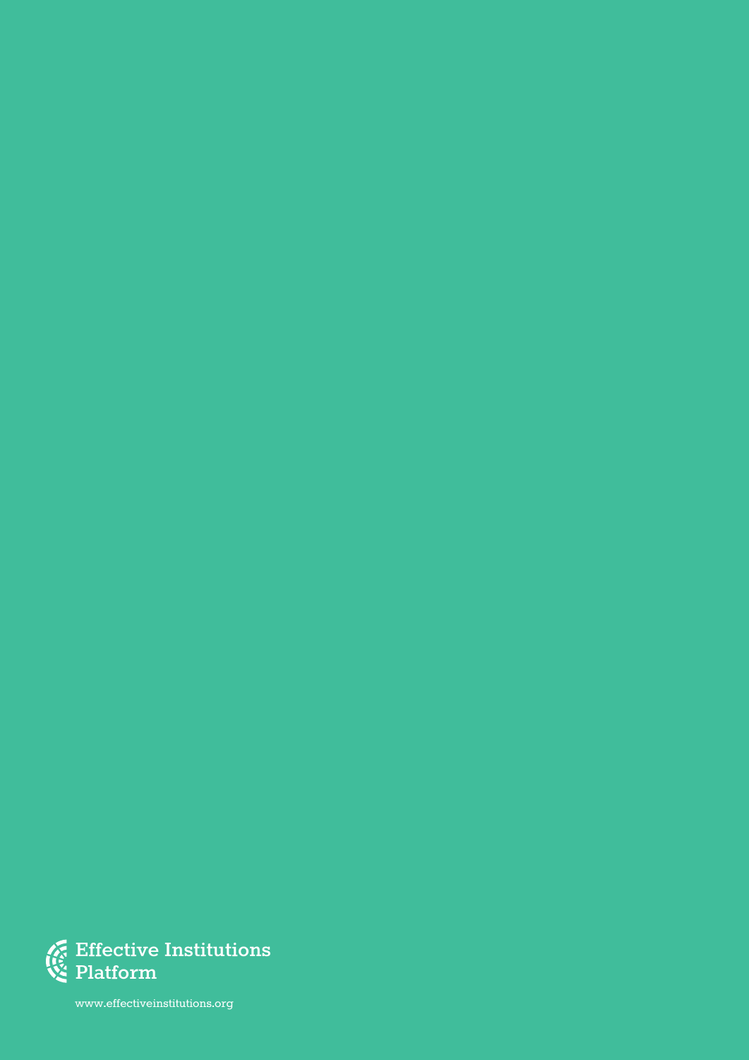Effective Institutions Platform

www.effectiveinstitutions.org